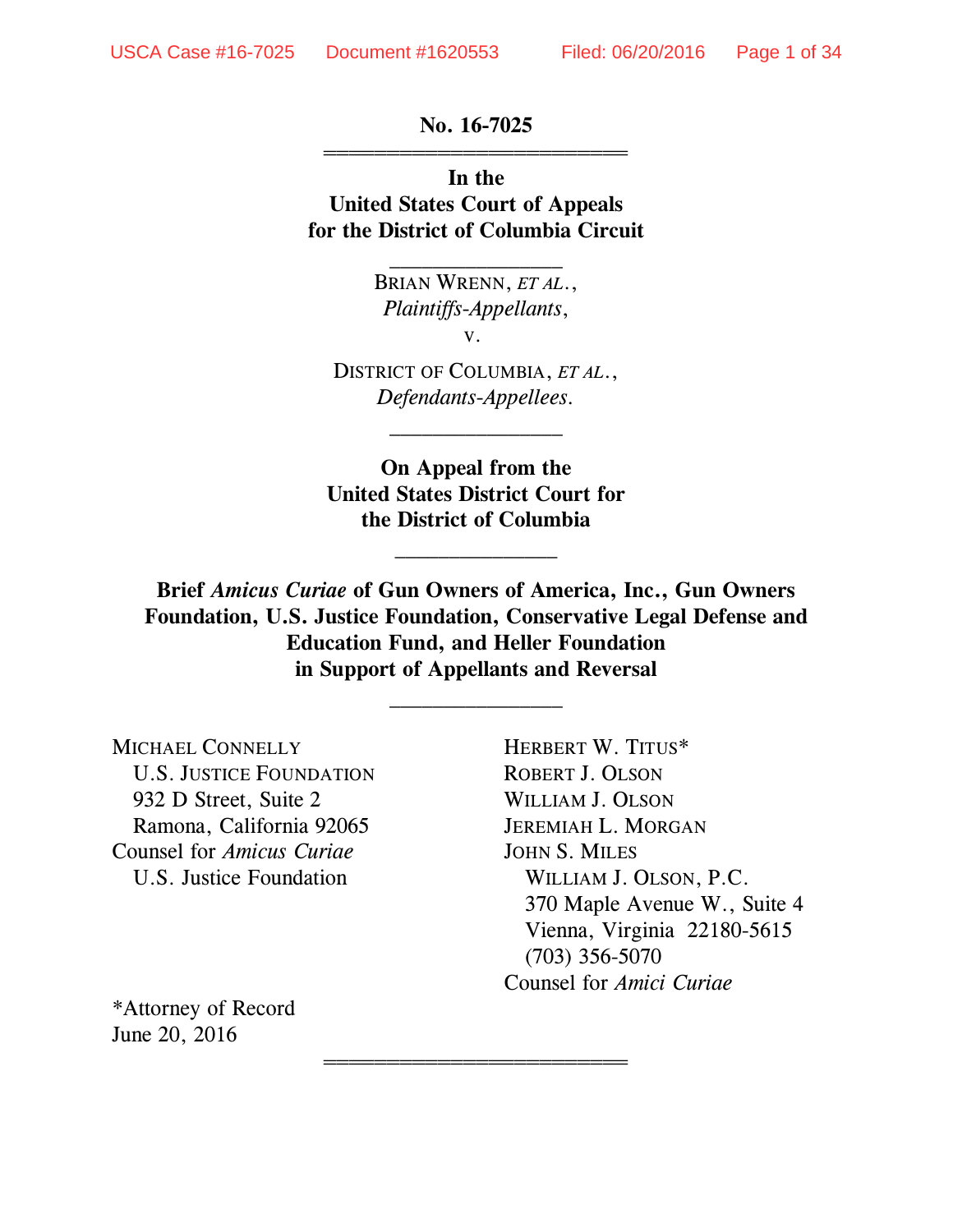No. 16-7025

---

In the
**United States Court of Appeals for the District of Columbia Circuit**

---

BRIAN WRENN, *ET AL.*,
*Plaintiffs-Appellants*,
v.

DISTRICT OF COLUMBIA, *ET AL.*,
*Defendants-Appellees*.

---

**On Appeal from the United States District Court for the District of Columbia**

---

**Brief *Amicus Curiae* of Gun Owners of America, Inc., Gun Owners Foundation, U.S. Justice Foundation, Conservative Legal Defense and Education Fund, and Heller Foundation in Support of Appellants and Reversal**

---

MICHAEL CONNELLY
U.S. JUSTICE FOUNDATION
932 D Street, Suite 2
Ramona, California 92065
Counsel for *Amicus Curiae*
U.S. Justice Foundation

HERBERT W. TITUS*
ROBERT J. OLSON
WILLIAM J. OLSON
JEREMIAH L. MORGAN
JOHN S. MILES
WILLIAM J. OLSON, P.C.
370 Maple Avenue W., Suite 4
Vienna, Virginia 22180-5615
(703) 356-5070
Counsel for *Amici Curiae*

*Attorney of Record
June 20, 2016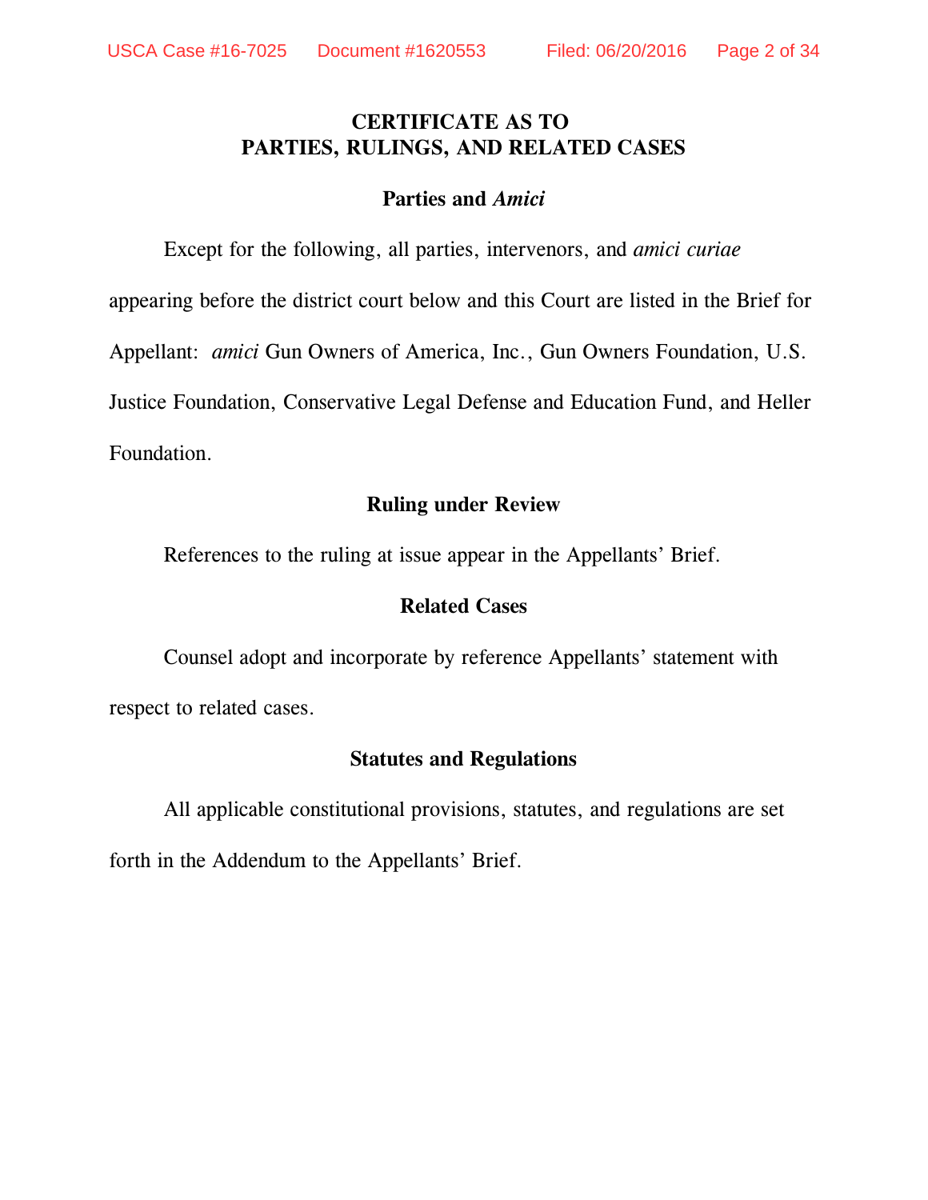# CERTIFICATE AS TO PARTIES, RULINGS, AND RELATED CASES

## Parties and *Amici*

Except for the following, all parties, intervenors, and *amici curiae* appearing before the district court below and this Court are listed in the Brief for Appellant: *amici* Gun Owners of America, Inc., Gun Owners Foundation, U.S. Justice Foundation, Conservative Legal Defense and Education Fund, and Heller Foundation.

## Ruling under Review

References to the ruling at issue appear in the Appellants' Brief.

## Related Cases

Counsel adopt and incorporate by reference Appellants' statement with respect to related cases.

## Statutes and Regulations

All applicable constitutional provisions, statutes, and regulations are set forth in the Addendum to the Appellants' Brief.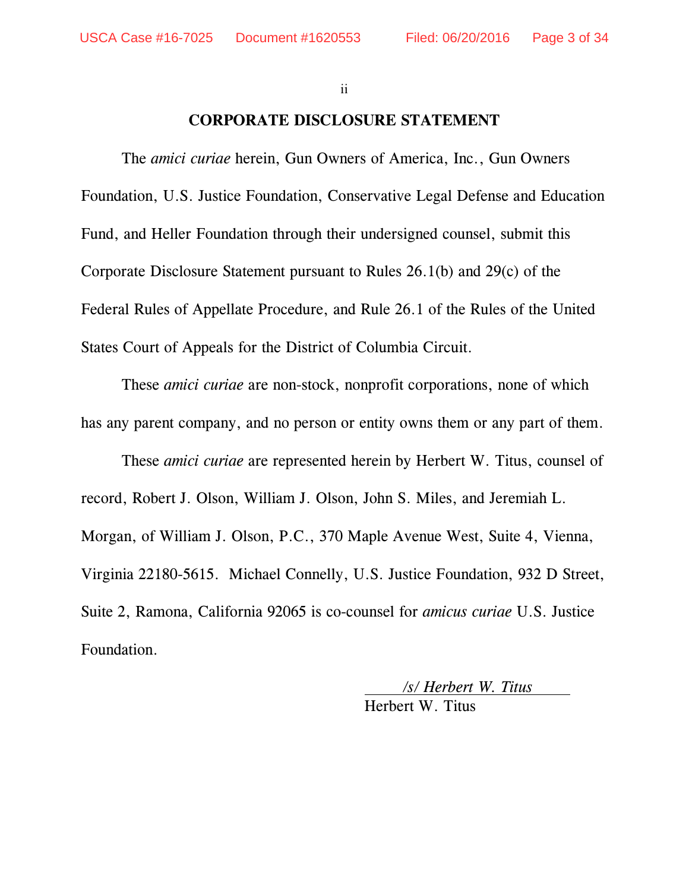## CORPORATE DISCLOSURE STATEMENT

The *amici curiae* herein, Gun Owners of America, Inc., Gun Owners Foundation, U.S. Justice Foundation, Conservative Legal Defense and Education Fund, and Heller Foundation through their undersigned counsel, submit this Corporate Disclosure Statement pursuant to Rules 26.1(b) and 29(c) of the Federal Rules of Appellate Procedure, and Rule 26.1 of the Rules of the United States Court of Appeals for the District of Columbia Circuit.

These *amici curiae* are non-stock, nonprofit corporations, none of which has any parent company, and no person or entity owns them or any part of them.

These *amici curiae* are represented herein by Herbert W. Titus, counsel of record, Robert J. Olson, William J. Olson, John S. Miles, and Jeremiah L. Morgan, of William J. Olson, P.C., 370 Maple Avenue West, Suite 4, Vienna, Virginia 22180-5615. Michael Connelly, U.S. Justice Foundation, 932 D Street, Suite 2, Ramona, California 92065 is co-counsel for *amicus curiae* U.S. Justice Foundation.

*/s/ Herbert W. Titus*
Herbert W. Titus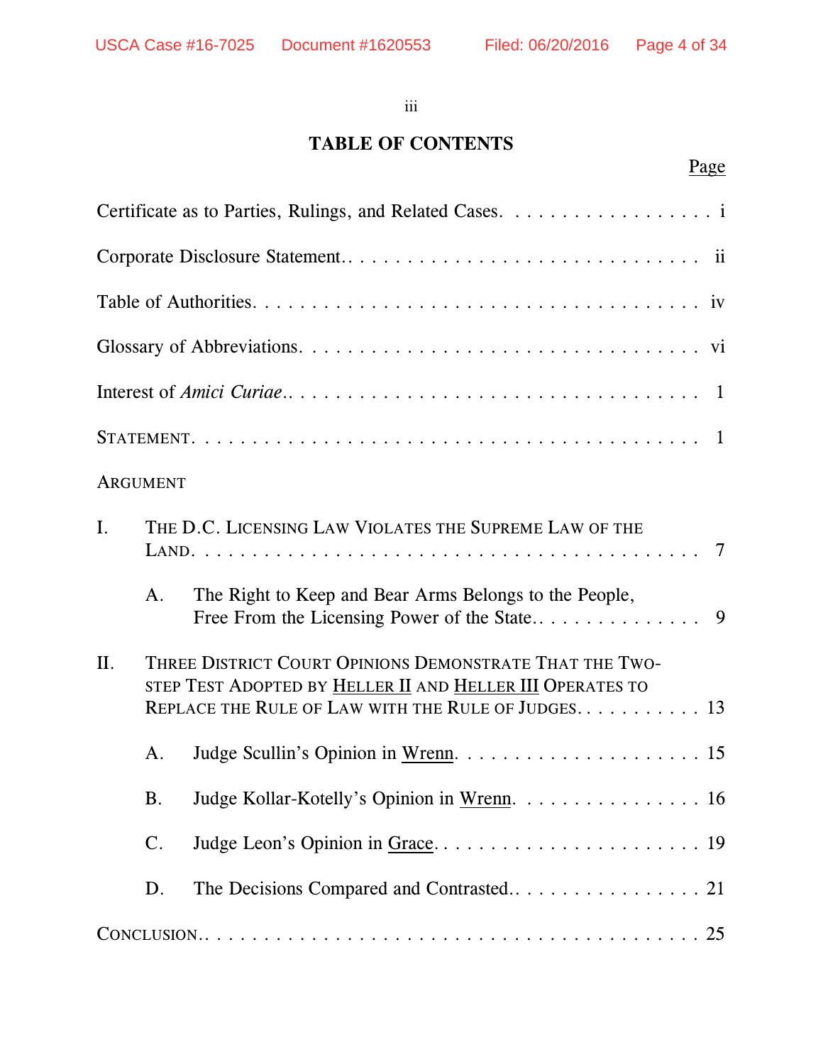## TABLE OF CONTENTS

| | Page |
|---|---|
| Certificate as to Parties, Rulings, and Related Cases | i |
| Corporate Disclosure Statement | ii |
| Table of Authorities | iv |
| Glossary of Abbreviations | vi |
| Interest of *Amici Curiae* | 1 |
| STATEMENT | 1 |
| ARGUMENT | |
| I. THE D.C. LICENSING LAW VIOLATES THE SUPREME LAW OF THE LAND | 7 |
| A. The Right to Keep and Bear Arms Belongs to the People, Free From the Licensing Power of the State | 9 |
| II. THREE DISTRICT COURT OPINIONS DEMONSTRATE THAT THE TWO-STEP TEST ADOPTED BY HELLER II AND HELLER III OPERATES TO REPLACE THE RULE OF LAW WITH THE RULE OF JUDGES | 13 |
| A. Judge Scullin's Opinion in Wrenn | 15 |
| B. Judge Kollar-Kotelly's Opinion in Wrenn | 16 |
| C. Judge Leon's Opinion in Grace | 19 |
| D. The Decisions Compared and Contrasted | 21 |
| CONCLUSION | 25 |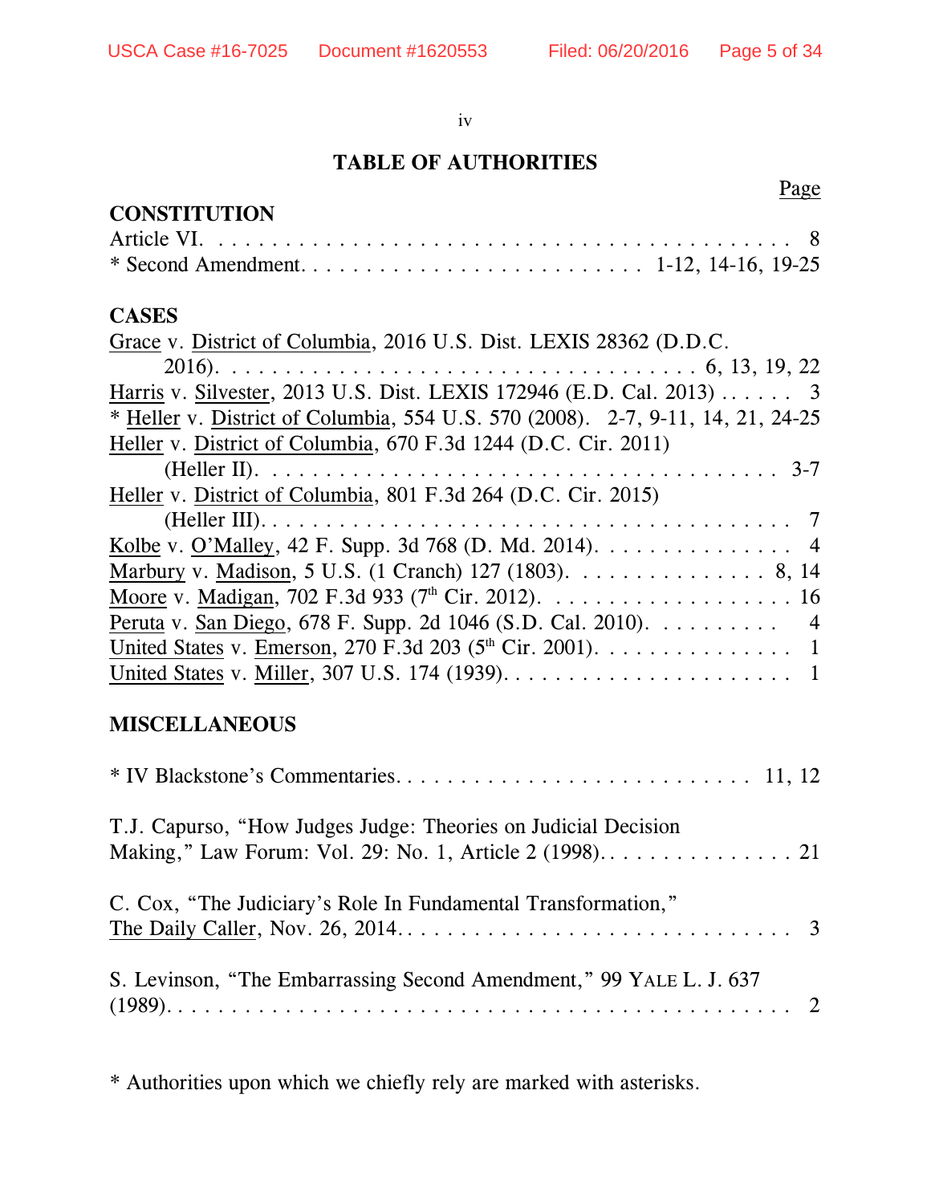# TABLE OF AUTHORITIES

Page

**CONSTITUTION**

Article VI. . . . . . . . . . . . . . . . . . . . . . . . . . . . . . . . . . . . . . . . . . 8

* Second Amendment. . . . . . . . . . . . . . . . . . . . . . . . . 1-12, 14-16, 19-25

**CASES**

Grace v. District of Columbia, 2016 U.S. Dist. LEXIS 28362 (D.D.C. 2016). . . . . . . . . . . . . . . . . . . . . . . . . . . . . . . . . . 6, 13, 19, 22

Harris v. Silvester, 2013 U.S. Dist. LEXIS 172946 (E.D. Cal. 2013) . . . . . . 3

* Heller v. District of Columbia, 554 U.S. 570 (2008). 2-7, 9-11, 14, 21, 24-25

Heller v. District of Columbia, 670 F.3d 1244 (D.C. Cir. 2011) (Heller II). . . . . . . . . . . . . . . . . . . . . . . . . . . . . . . . . . . . . . 3-7

Heller v. District of Columbia, 801 F.3d 264 (D.C. Cir. 2015) (Heller III). . . . . . . . . . . . . . . . . . . . . . . . . . . . . . . . . . . . . . 7

Kolbe v. O'Malley, 42 F. Supp. 3d 768 (D. Md. 2014). . . . . . . . . . . . . . . 4

Marbury v. Madison, 5 U.S. (1 Cranch) 127 (1803). . . . . . . . . . . . . . . 8, 14

Moore v. Madigan, 702 F.3d 933 (7th Cir. 2012). . . . . . . . . . . . . . . . . . . 16

Peruta v. San Diego, 678 F. Supp. 2d 1046 (S.D. Cal. 2010). . . . . . . . . . 4

United States v. Emerson, 270 F.3d 203 (5th Cir. 2001). . . . . . . . . . . . . . . 1

United States v. Miller, 307 U.S. 174 (1939). . . . . . . . . . . . . . . . . . . . . . 1

**MISCELLANEOUS**

* IV Blackstone's Commentaries. . . . . . . . . . . . . . . . . . . . . . . . . . 11, 12

T.J. Capurso, "How Judges Judge: Theories on Judicial Decision Making," Law Forum: Vol. 29: No. 1, Article 2 (1998). . . . . . . . . . . . . . . 21

C. Cox, "The Judiciary's Role In Fundamental Transformation," The Daily Caller, Nov. 26, 2014. . . . . . . . . . . . . . . . . . . . . . . . . . . . . 3

S. Levinson, "The Embarrassing Second Amendment," 99 YALE L. J. 637 (1989). . . . . . . . . . . . . . . . . . . . . . . . . . . . . . . . . . . . . . . . . . 2

* Authorities upon which we chiefly rely are marked with asterisks.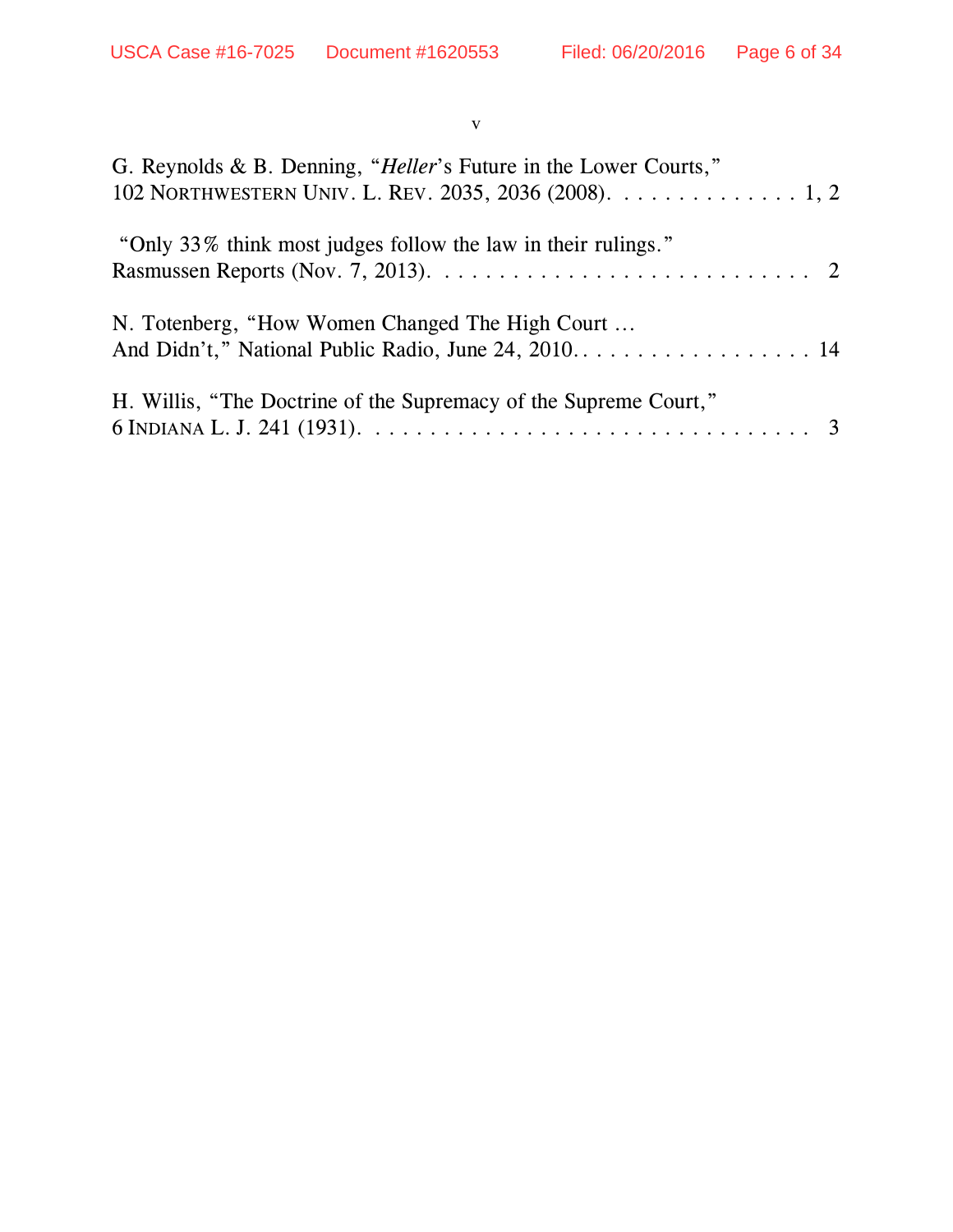G. Reynolds & B. Denning, "*Heller*'s Future in the Lower Courts," 102 NORTHWESTERN UNIV. L. REV. 2035, 2036 (2008). . . . . . . . . . . . . . . 1, 2

"Only 33% think most judges follow the law in their rulings." Rasmussen Reports (Nov. 7, 2013). . . . . . . . . . . . . . . . . . . . . . . . . . . . 2

N. Totenberg, "How Women Changed The High Court … And Didn't," National Public Radio, June 24, 2010. . . . . . . . . . . . . . . . . . . 14

H. Willis, "The Doctrine of the Supremacy of the Supreme Court," 6 INDIANA L. J. 241 (1931). . . . . . . . . . . . . . . . . . . . . . . . . . . . . . . . 3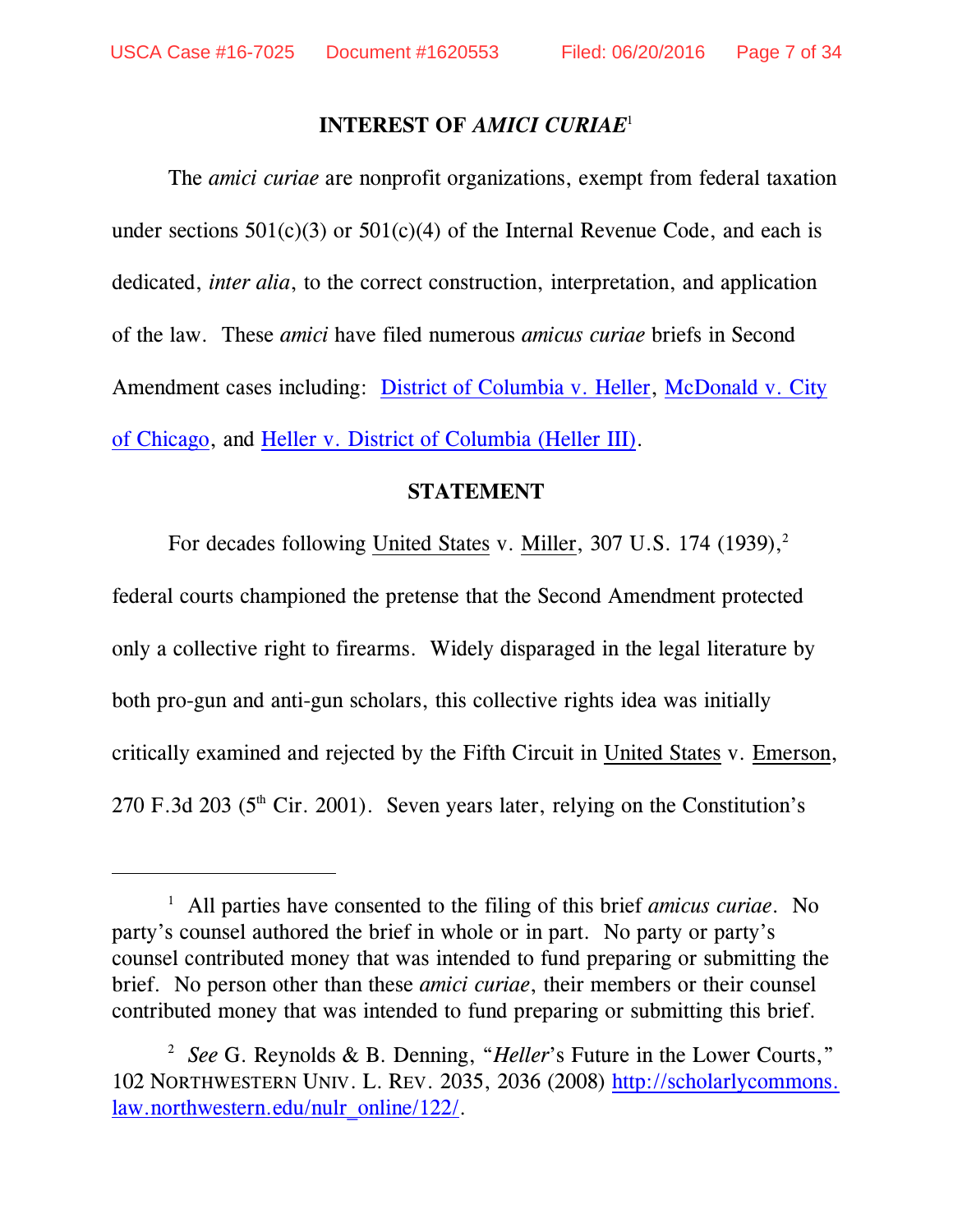## INTEREST OF *AMICI CURIAE*[1]

The *amici curiae* are nonprofit organizations, exempt from federal taxation under sections 501(c)(3) or 501(c)(4) of the Internal Revenue Code, and each is dedicated, *inter alia*, to the correct construction, interpretation, and application of the law. These *amici* have filed numerous *amicus curiae* briefs in Second Amendment cases including: District of Columbia v. Heller, McDonald v. City of Chicago, and Heller v. District of Columbia (Heller III).

## STATEMENT

For decades following United States v. Miller, 307 U.S. 174 (1939),[2] federal courts championed the pretense that the Second Amendment protected only a collective right to firearms. Widely disparaged in the legal literature by both pro-gun and anti-gun scholars, this collective rights idea was initially critically examined and rejected by the Fifth Circuit in United States v. Emerson, 270 F.3d 203 (5th Cir. 2001). Seven years later, relying on the Constitution's

---

[1] All parties have consented to the filing of this brief *amicus curiae*. No party's counsel authored the brief in whole or in part. No party or party's counsel contributed money that was intended to fund preparing or submitting the brief. No person other than these *amici curiae*, their members or their counsel contributed money that was intended to fund preparing or submitting this brief.

[2] *See* G. Reynolds & B. Denning, "*Heller*'s Future in the Lower Courts," 102 NORTHWESTERN UNIV. L. REV. 2035, 2036 (2008) http://scholarlycommons.law.northwestern.edu/nulr_online/122/.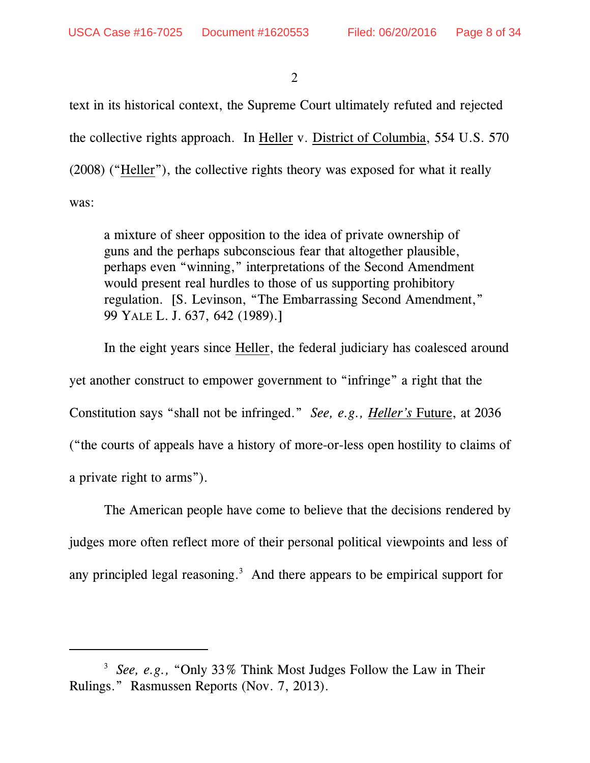text in its historical context, the Supreme Court ultimately refuted and rejected the collective rights approach. In Heller v. District of Columbia, 554 U.S. 570 (2008) ("Heller"), the collective rights theory was exposed for what it really was:

> a mixture of sheer opposition to the idea of private ownership of guns and the perhaps subconscious fear that altogether plausible, perhaps even "winning," interpretations of the Second Amendment would present real hurdles to those of us supporting prohibitory regulation. [S. Levinson, "The Embarrassing Second Amendment," 99 YALE L. J. 637, 642 (1989).]

In the eight years since Heller, the federal judiciary has coalesced around yet another construct to empower government to "infringe" a right that the Constitution says "shall not be infringed." *See, e.g., Heller's* Future, at 2036 ("the courts of appeals have a history of more-or-less open hostility to claims of a private right to arms").

The American people have come to believe that the decisions rendered by judges more often reflect more of their personal political viewpoints and less of any principled legal reasoning.[3] And there appears to be empirical support for

---

[3] *See, e.g.,* "Only 33% Think Most Judges Follow the Law in Their Rulings." Rasmussen Reports (Nov. 7, 2013).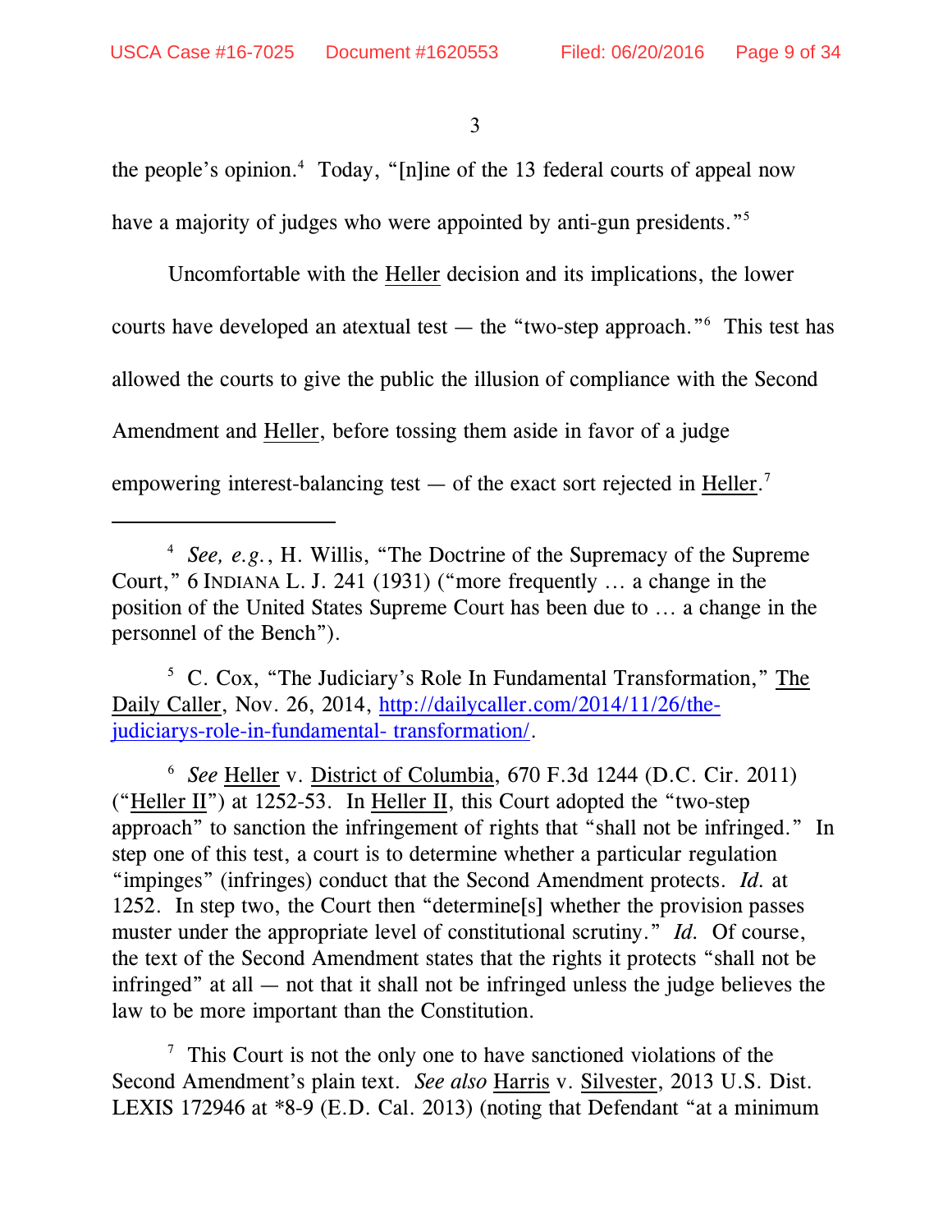the people's opinion.[4] Today, "[n]ine of the 13 federal courts of appeal now have a majority of judges who were appointed by anti-gun presidents."[5]

Uncomfortable with the Heller decision and its implications, the lower courts have developed an atextual test — the "two-step approach."[6] This test has allowed the courts to give the public the illusion of compliance with the Second Amendment and Heller, before tossing them aside in favor of a judge empowering interest-balancing test — of the exact sort rejected in Heller.[7]

---

[4] *See, e.g.*, H. Willis, "The Doctrine of the Supremacy of the Supreme Court," 6 INDIANA L. J. 241 (1931) ("more frequently … a change in the position of the United States Supreme Court has been due to … a change in the personnel of the Bench").

[5] C. Cox, "The Judiciary's Role In Fundamental Transformation," The Daily Caller, Nov. 26, 2014, http://dailycaller.com/2014/11/26/the-judiciarys-role-in-fundamental- transformation/.

[6] *See* Heller v. District of Columbia, 670 F.3d 1244 (D.C. Cir. 2011) ("Heller II") at 1252-53. In Heller II, this Court adopted the "two-step approach" to sanction the infringement of rights that "shall not be infringed." In step one of this test, a court is to determine whether a particular regulation "impinges" (infringes) conduct that the Second Amendment protects. *Id.* at 1252. In step two, the Court then "determine[s] whether the provision passes muster under the appropriate level of constitutional scrutiny." *Id.* Of course, the text of the Second Amendment states that the rights it protects "shall not be infringed" at all — not that it shall not be infringed unless the judge believes the law to be more important than the Constitution.

[7] This Court is not the only one to have sanctioned violations of the Second Amendment's plain text. *See also* Harris v. Silvester, 2013 U.S. Dist. LEXIS 172946 at *8-9 (E.D. Cal. 2013) (noting that Defendant "at a minimum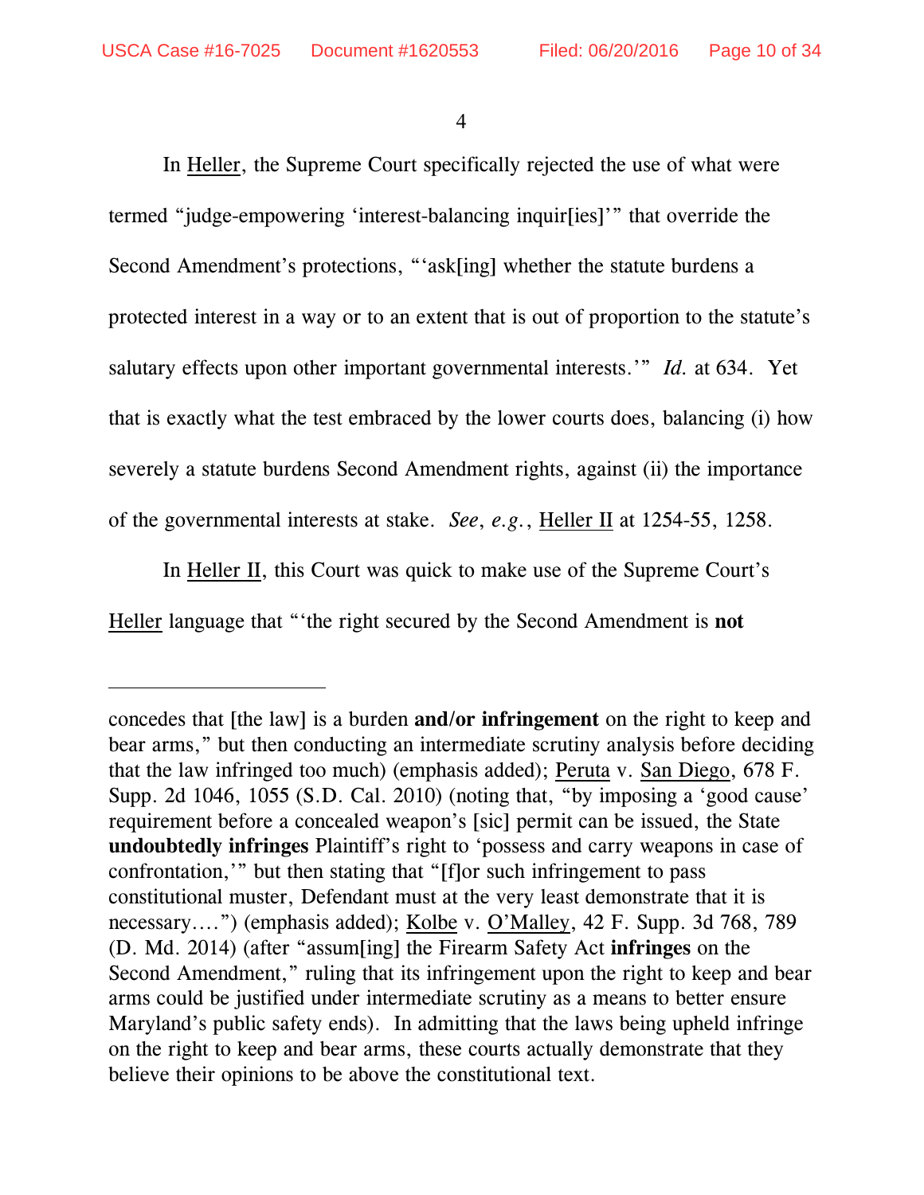In Heller, the Supreme Court specifically rejected the use of what were termed "judge-empowering 'interest-balancing inquir[ies]'" that override the Second Amendment's protections, "'ask[ing] whether the statute burdens a protected interest in a way or to an extent that is out of proportion to the statute's salutary effects upon other important governmental interests.'" *Id.* at 634. Yet that is exactly what the test embraced by the lower courts does, balancing (i) how severely a statute burdens Second Amendment rights, against (ii) the importance of the governmental interests at stake. *See*, *e.g.*, Heller II at 1254-55, 1258.

In Heller II, this Court was quick to make use of the Supreme Court's Heller language that "'the right secured by the Second Amendment is **not**

---

concedes that [the law] is a burden **and/or infringement** on the right to keep and bear arms," but then conducting an intermediate scrutiny analysis before deciding that the law infringed too much) (emphasis added); Peruta v. San Diego, 678 F. Supp. 2d 1046, 1055 (S.D. Cal. 2010) (noting that, "by imposing a 'good cause' requirement before a concealed weapon's [sic] permit can be issued, the State **undoubtedly infringes** Plaintiff's right to 'possess and carry weapons in case of confrontation,'" but then stating that "[f]or such infringement to pass constitutional muster, Defendant must at the very least demonstrate that it is necessary....") (emphasis added); Kolbe v. O'Malley, 42 F. Supp. 3d 768, 789 (D. Md. 2014) (after "assum[ing] the Firearm Safety Act **infringes** on the Second Amendment," ruling that its infringement upon the right to keep and bear arms could be justified under intermediate scrutiny as a means to better ensure Maryland's public safety ends). In admitting that the laws being upheld infringe on the right to keep and bear arms, these courts actually demonstrate that they believe their opinions to be above the constitutional text.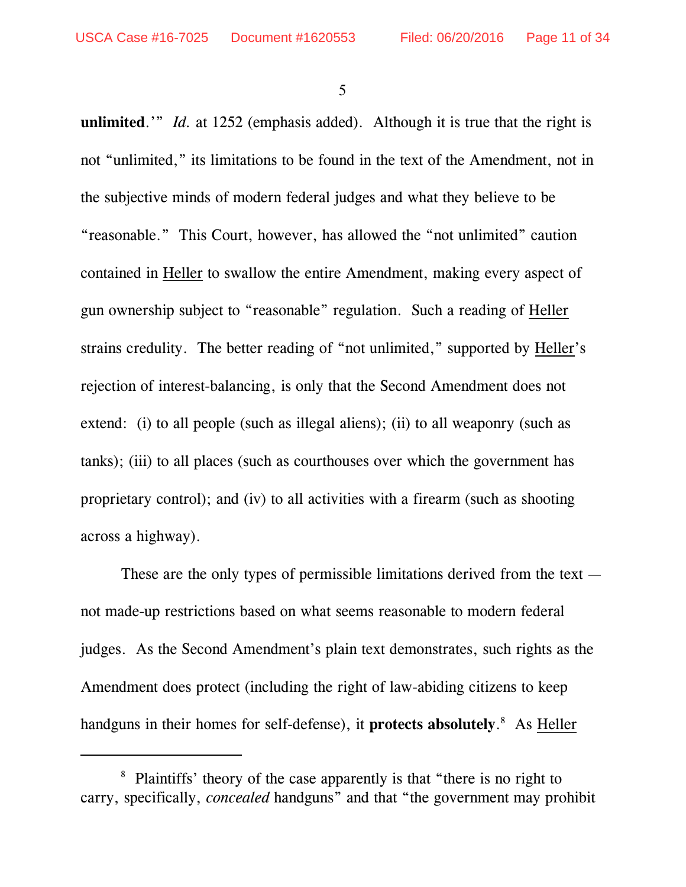**unlimited**.'" *Id.* at 1252 (emphasis added). Although it is true that the right is not "unlimited," its limitations to be found in the text of the Amendment, not in the subjective minds of modern federal judges and what they believe to be "reasonable." This Court, however, has allowed the "not unlimited" caution contained in Heller to swallow the entire Amendment, making every aspect of gun ownership subject to "reasonable" regulation. Such a reading of Heller strains credulity. The better reading of "not unlimited," supported by Heller's rejection of interest-balancing, is only that the Second Amendment does not extend: (i) to all people (such as illegal aliens); (ii) to all weaponry (such as tanks); (iii) to all places (such as courthouses over which the government has proprietary control); and (iv) to all activities with a firearm (such as shooting across a highway).

These are the only types of permissible limitations derived from the text — not made-up restrictions based on what seems reasonable to modern federal judges. As the Second Amendment's plain text demonstrates, such rights as the Amendment does protect (including the right of law-abiding citizens to keep handguns in their homes for self-defense), it **protects absolutely**.[8] As Heller

---

[8] Plaintiffs' theory of the case apparently is that "there is no right to carry, specifically, *concealed* handguns" and that "the government may prohibit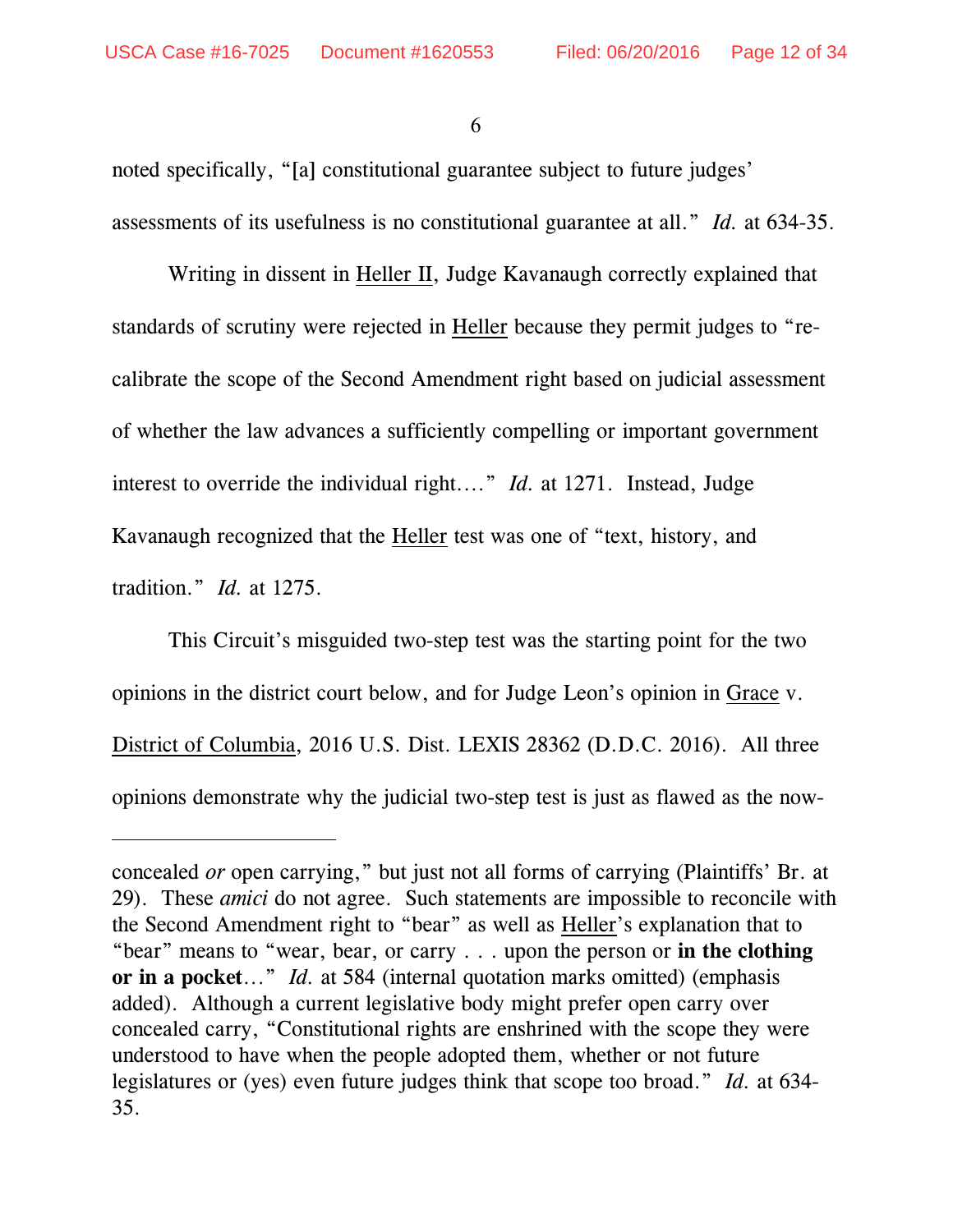noted specifically, "[a] constitutional guarantee subject to future judges' assessments of its usefulness is no constitutional guarantee at all." *Id.* at 634-35.

Writing in dissent in Heller II, Judge Kavanaugh correctly explained that standards of scrutiny were rejected in Heller because they permit judges to "re-calibrate the scope of the Second Amendment right based on judicial assessment of whether the law advances a sufficiently compelling or important government interest to override the individual right…." *Id.* at 1271. Instead, Judge Kavanaugh recognized that the Heller test was one of "text, history, and tradition." *Id.* at 1275.

This Circuit's misguided two-step test was the starting point for the two opinions in the district court below, and for Judge Leon's opinion in Grace v. District of Columbia, 2016 U.S. Dist. LEXIS 28362 (D.D.C. 2016). All three opinions demonstrate why the judicial two-step test is just as flawed as the now-

---

concealed *or* open carrying," but just not all forms of carrying (Plaintiffs' Br. at 29). These *amici* do not agree. Such statements are impossible to reconcile with the Second Amendment right to "bear" as well as Heller's explanation that to "bear" means to "wear, bear, or carry . . . upon the person or **in the clothing or in a pocket**…" *Id.* at 584 (internal quotation marks omitted) (emphasis added). Although a current legislative body might prefer open carry over concealed carry, "Constitutional rights are enshrined with the scope they were understood to have when the people adopted them, whether or not future legislatures or (yes) even future judges think that scope too broad." *Id.* at 634-35.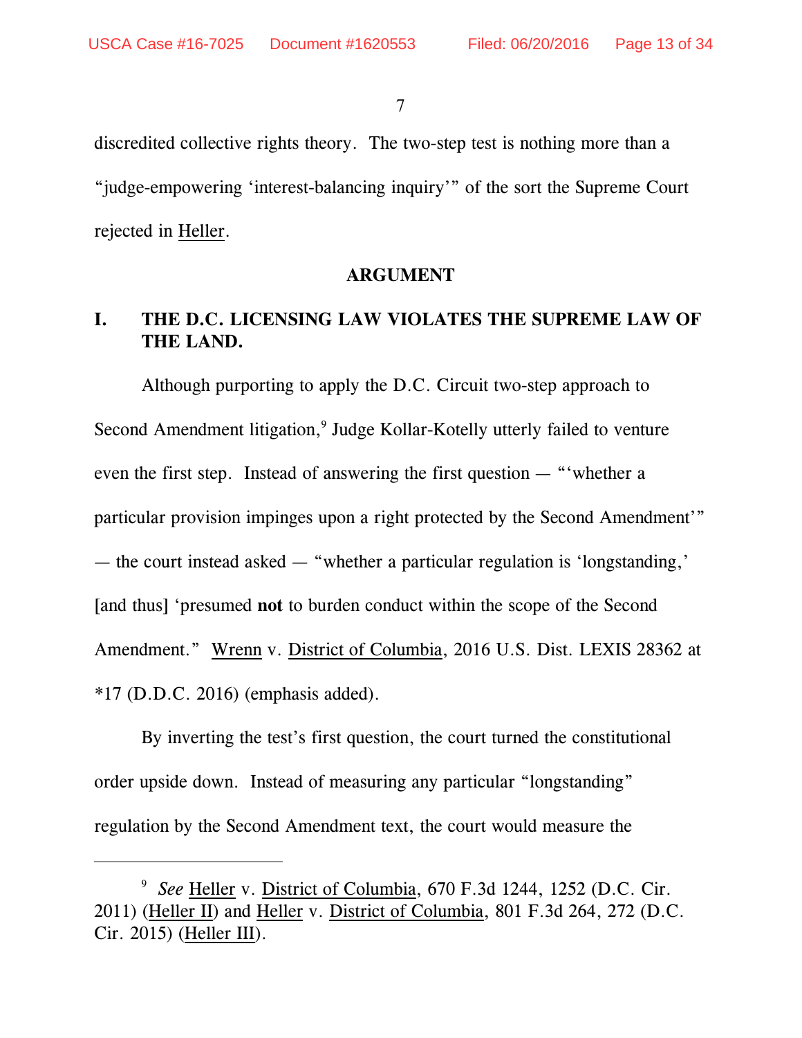discredited collective rights theory. The two-step test is nothing more than a "judge-empowering 'interest-balancing inquiry'" of the sort the Supreme Court rejected in Heller.

## ARGUMENT

### I. THE D.C. LICENSING LAW VIOLATES THE SUPREME LAW OF THE LAND.

Although purporting to apply the D.C. Circuit two-step approach to Second Amendment litigation,[9] Judge Kollar-Kotelly utterly failed to venture even the first step. Instead of answering the first question — "'whether a particular provision impinges upon a right protected by the Second Amendment'" — the court instead asked — "whether a particular regulation is 'longstanding,' [and thus] 'presumed **not** to burden conduct within the scope of the Second Amendment." Wrenn v. District of Columbia, 2016 U.S. Dist. LEXIS 28362 at *17 (D.D.C. 2016) (emphasis added).

By inverting the test's first question, the court turned the constitutional order upside down. Instead of measuring any particular "longstanding" regulation by the Second Amendment text, the court would measure the

---

[9] *See* Heller v. District of Columbia, 670 F.3d 1244, 1252 (D.C. Cir. 2011) (Heller II) and Heller v. District of Columbia, 801 F.3d 264, 272 (D.C. Cir. 2015) (Heller III).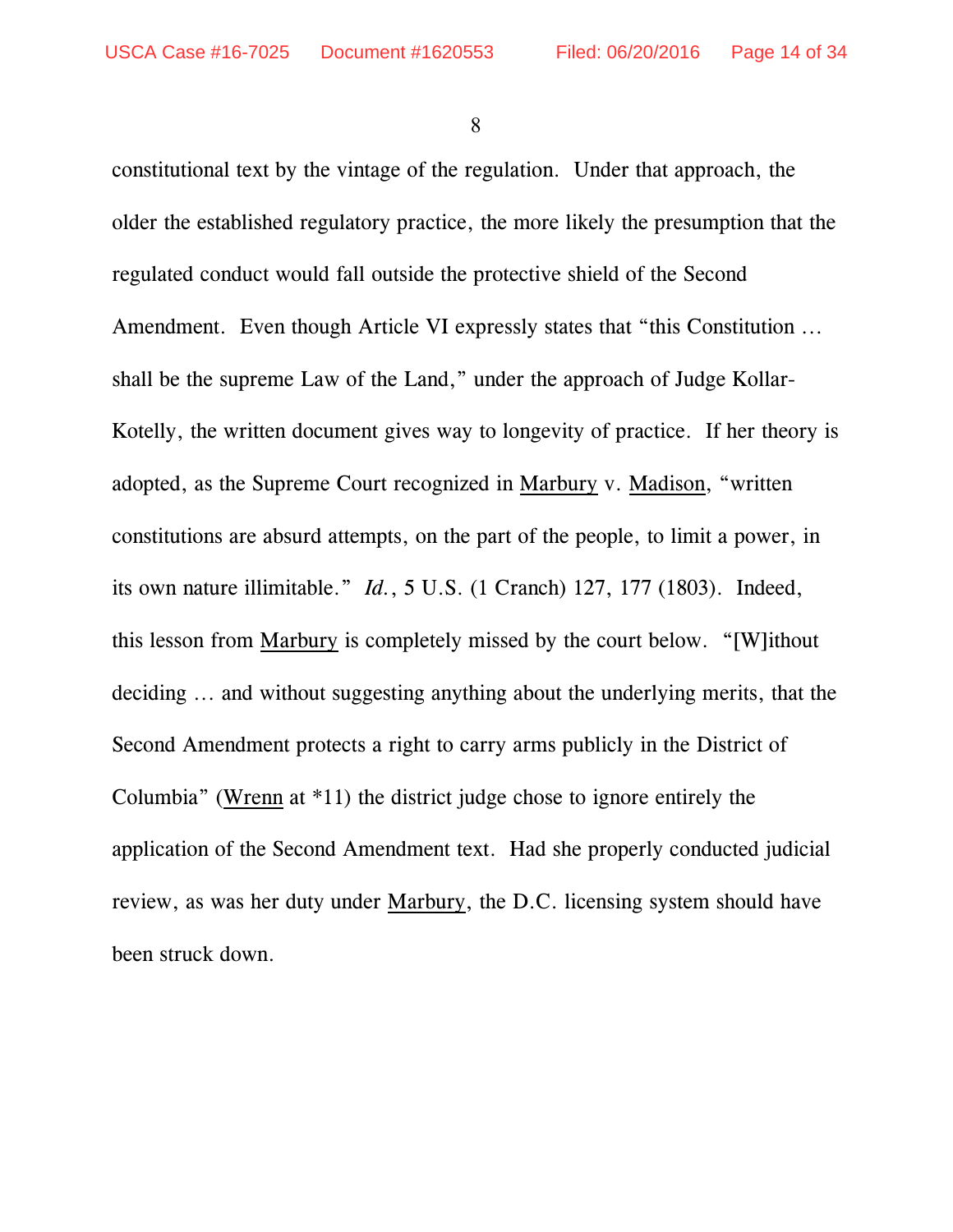constitutional text by the vintage of the regulation. Under that approach, the older the established regulatory practice, the more likely the presumption that the regulated conduct would fall outside the protective shield of the Second Amendment. Even though Article VI expressly states that "this Constitution … shall be the supreme Law of the Land," under the approach of Judge Kollar-Kotelly, the written document gives way to longevity of practice. If her theory is adopted, as the Supreme Court recognized in Marbury v. Madison, "written constitutions are absurd attempts, on the part of the people, to limit a power, in its own nature illimitable." *Id.*, 5 U.S. (1 Cranch) 127, 177 (1803). Indeed, this lesson from Marbury is completely missed by the court below. "[W]ithout deciding … and without suggesting anything about the underlying merits, that the Second Amendment protects a right to carry arms publicly in the District of Columbia" (Wrenn at *11) the district judge chose to ignore entirely the application of the Second Amendment text. Had she properly conducted judicial review, as was her duty under Marbury, the D.C. licensing system should have been struck down.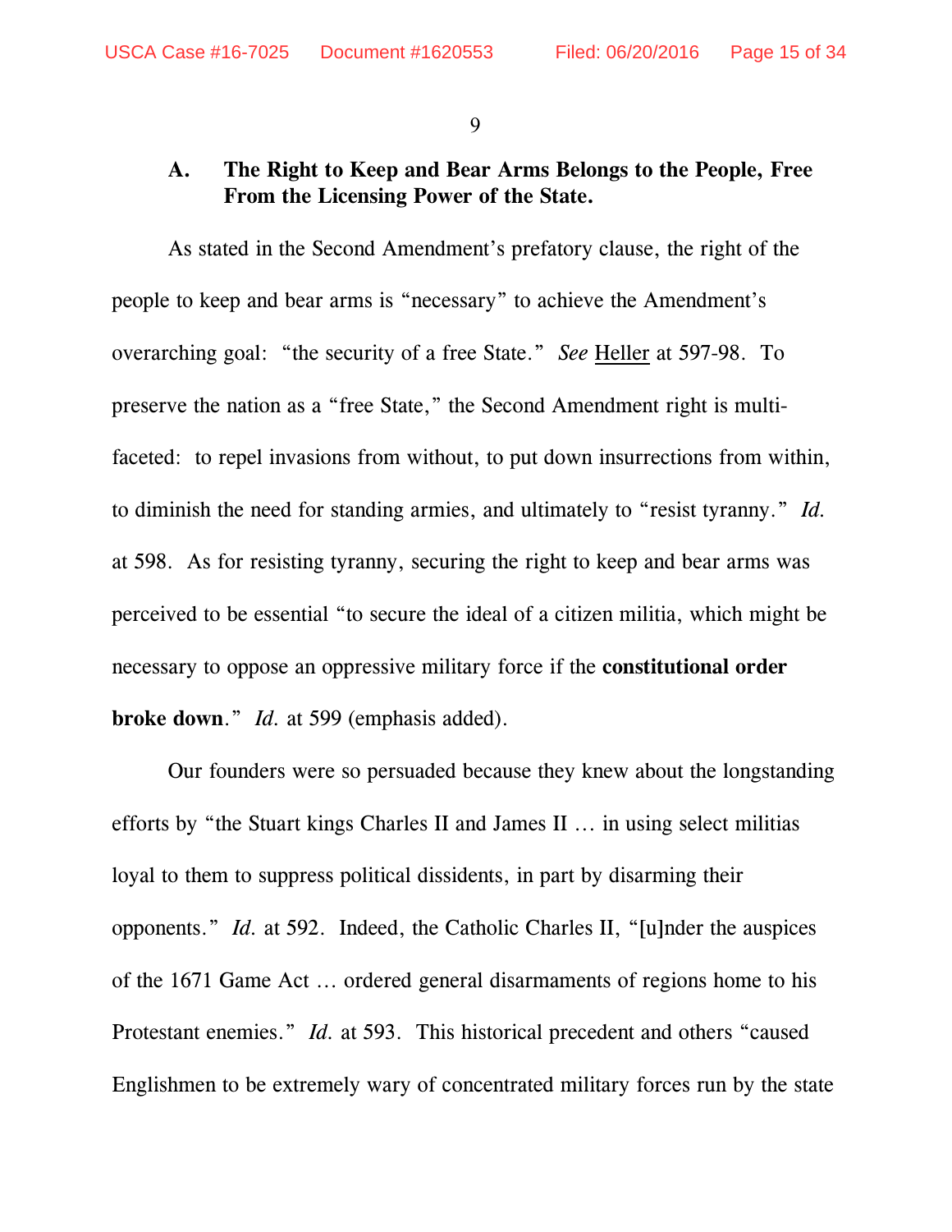### A. The Right to Keep and Bear Arms Belongs to the People, Free From the Licensing Power of the State.

As stated in the Second Amendment's prefatory clause, the right of the people to keep and bear arms is "necessary" to achieve the Amendment's overarching goal: "the security of a free State." *See* Heller at 597-98. To preserve the nation as a "free State," the Second Amendment right is multi-faceted: to repel invasions from without, to put down insurrections from within, to diminish the need for standing armies, and ultimately to "resist tyranny." *Id.* at 598. As for resisting tyranny, securing the right to keep and bear arms was perceived to be essential "to secure the ideal of a citizen militia, which might be necessary to oppose an oppressive military force if the **constitutional order broke down**." *Id.* at 599 (emphasis added).

Our founders were so persuaded because they knew about the longstanding efforts by "the Stuart kings Charles II and James II … in using select militias loyal to them to suppress political dissidents, in part by disarming their opponents." *Id.* at 592. Indeed, the Catholic Charles II, "[u]nder the auspices of the 1671 Game Act … ordered general disarmaments of regions home to his Protestant enemies." *Id.* at 593. This historical precedent and others "caused Englishmen to be extremely wary of concentrated military forces run by the state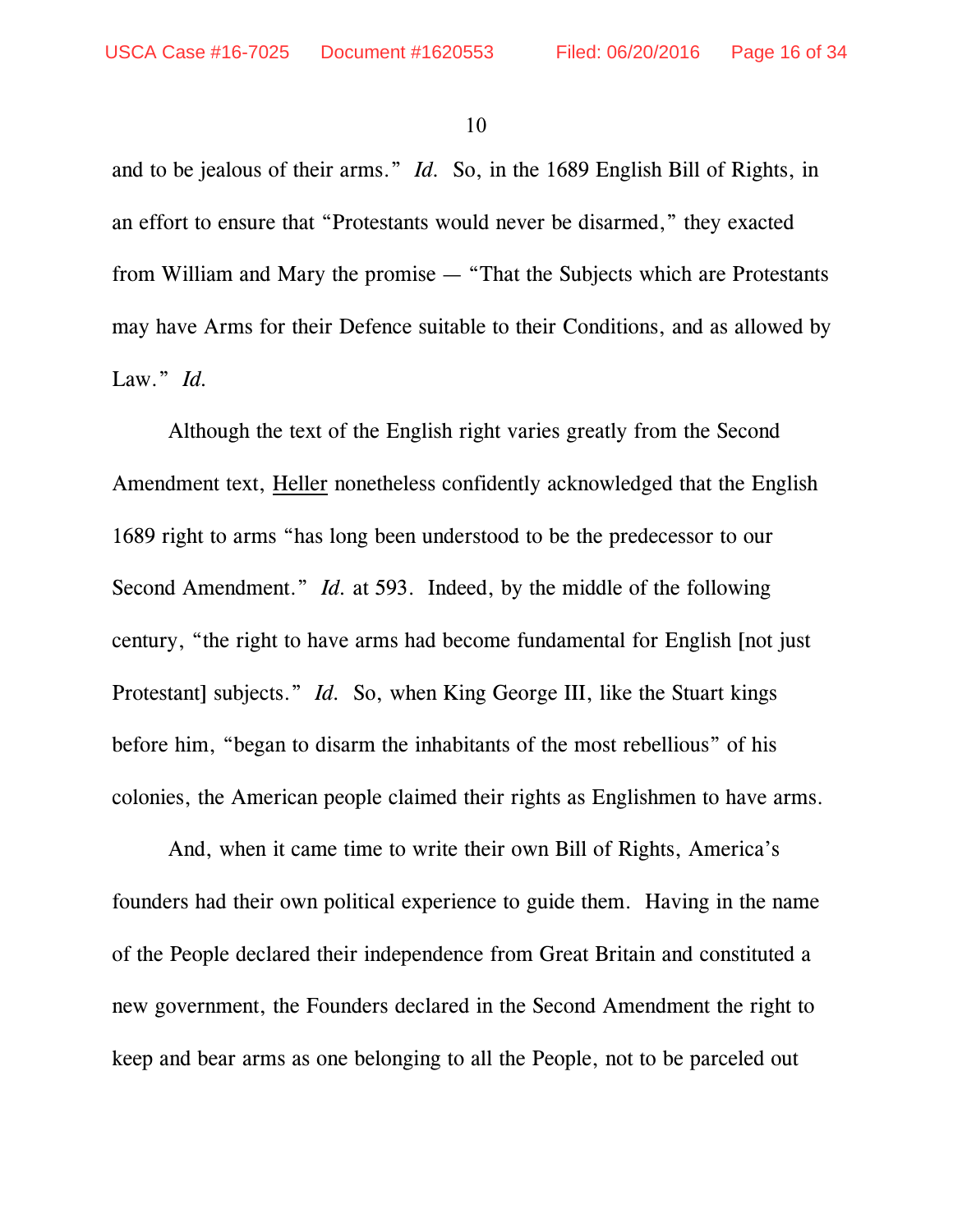and to be jealous of their arms." *Id.* So, in the 1689 English Bill of Rights, in an effort to ensure that "Protestants would never be disarmed," they exacted from William and Mary the promise — "That the Subjects which are Protestants may have Arms for their Defence suitable to their Conditions, and as allowed by Law." *Id.*

Although the text of the English right varies greatly from the Second Amendment text, Heller nonetheless confidently acknowledged that the English 1689 right to arms "has long been understood to be the predecessor to our Second Amendment." *Id.* at 593. Indeed, by the middle of the following century, "the right to have arms had become fundamental for English [not just Protestant] subjects." *Id.* So, when King George III, like the Stuart kings before him, "began to disarm the inhabitants of the most rebellious" of his colonies, the American people claimed their rights as Englishmen to have arms.

And, when it came time to write their own Bill of Rights, America's founders had their own political experience to guide them. Having in the name of the People declared their independence from Great Britain and constituted a new government, the Founders declared in the Second Amendment the right to keep and bear arms as one belonging to all the People, not to be parceled out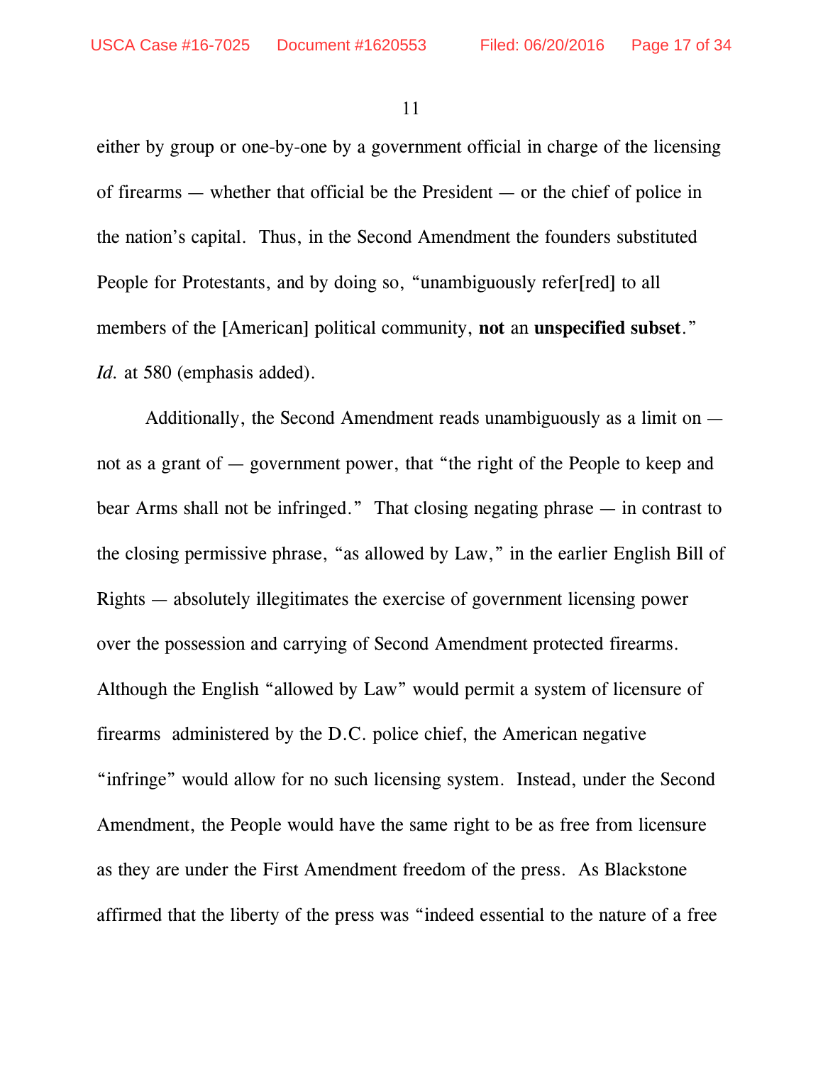either by group or one-by-one by a government official in charge of the licensing of firearms — whether that official be the President — or the chief of police in the nation's capital. Thus, in the Second Amendment the founders substituted People for Protestants, and by doing so, "unambiguously refer[red] to all members of the [American] political community, **not** an **unspecified subset**." *Id.* at 580 (emphasis added).

Additionally, the Second Amendment reads unambiguously as a limit on — not as a grant of — government power, that "the right of the People to keep and bear Arms shall not be infringed." That closing negating phrase — in contrast to the closing permissive phrase, "as allowed by Law," in the earlier English Bill of Rights — absolutely illegitimates the exercise of government licensing power over the possession and carrying of Second Amendment protected firearms. Although the English "allowed by Law" would permit a system of licensure of firearms administered by the D.C. police chief, the American negative "infringe" would allow for no such licensing system. Instead, under the Second Amendment, the People would have the same right to be as free from licensure as they are under the First Amendment freedom of the press. As Blackstone affirmed that the liberty of the press was "indeed essential to the nature of a free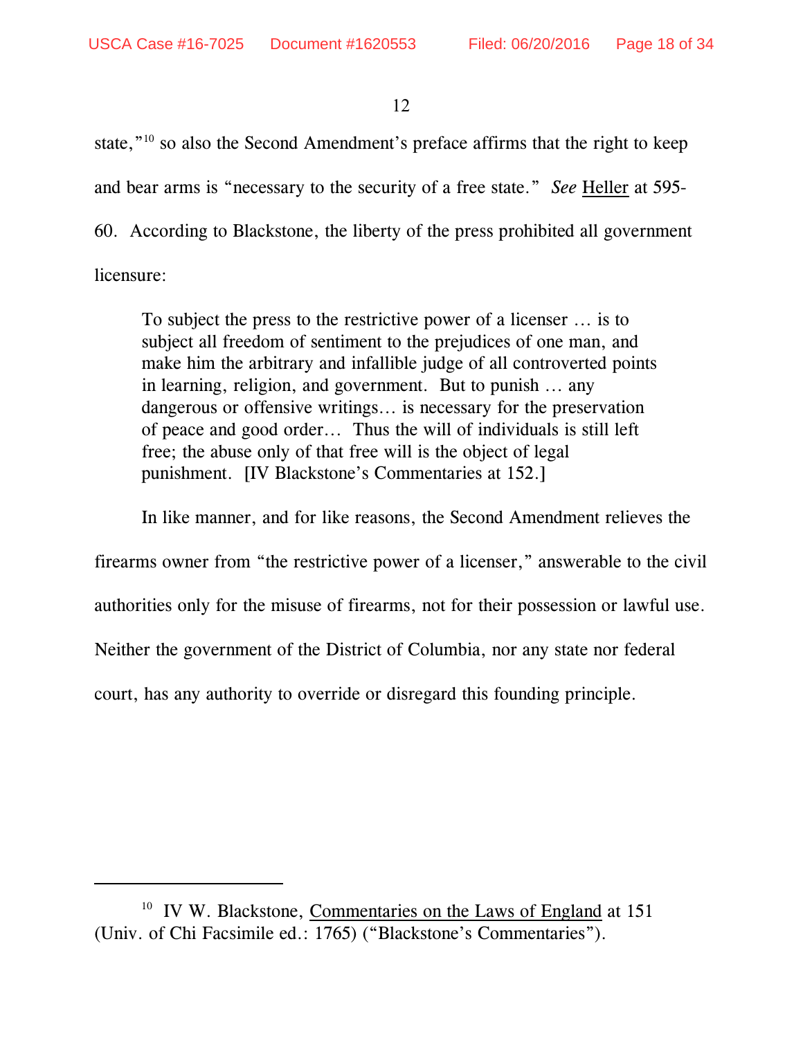state,"[10] so also the Second Amendment's preface affirms that the right to keep and bear arms is "necessary to the security of a free state." *See* Heller at 595-60. According to Blackstone, the liberty of the press prohibited all government licensure:

> To subject the press to the restrictive power of a licenser … is to subject all freedom of sentiment to the prejudices of one man, and make him the arbitrary and infallible judge of all controverted points in learning, religion, and government. But to punish … any dangerous or offensive writings… is necessary for the preservation of peace and good order… Thus the will of individuals is still left free; the abuse only of that free will is the object of legal punishment. [IV Blackstone's Commentaries at 152.]

In like manner, and for like reasons, the Second Amendment relieves the firearms owner from "the restrictive power of a licenser," answerable to the civil authorities only for the misuse of firearms, not for their possession or lawful use. Neither the government of the District of Columbia, nor any state nor federal court, has any authority to override or disregard this founding principle.

---

[10] IV W. Blackstone, Commentaries on the Laws of England at 151 (Univ. of Chi Facsimile ed.: 1765) ("Blackstone's Commentaries").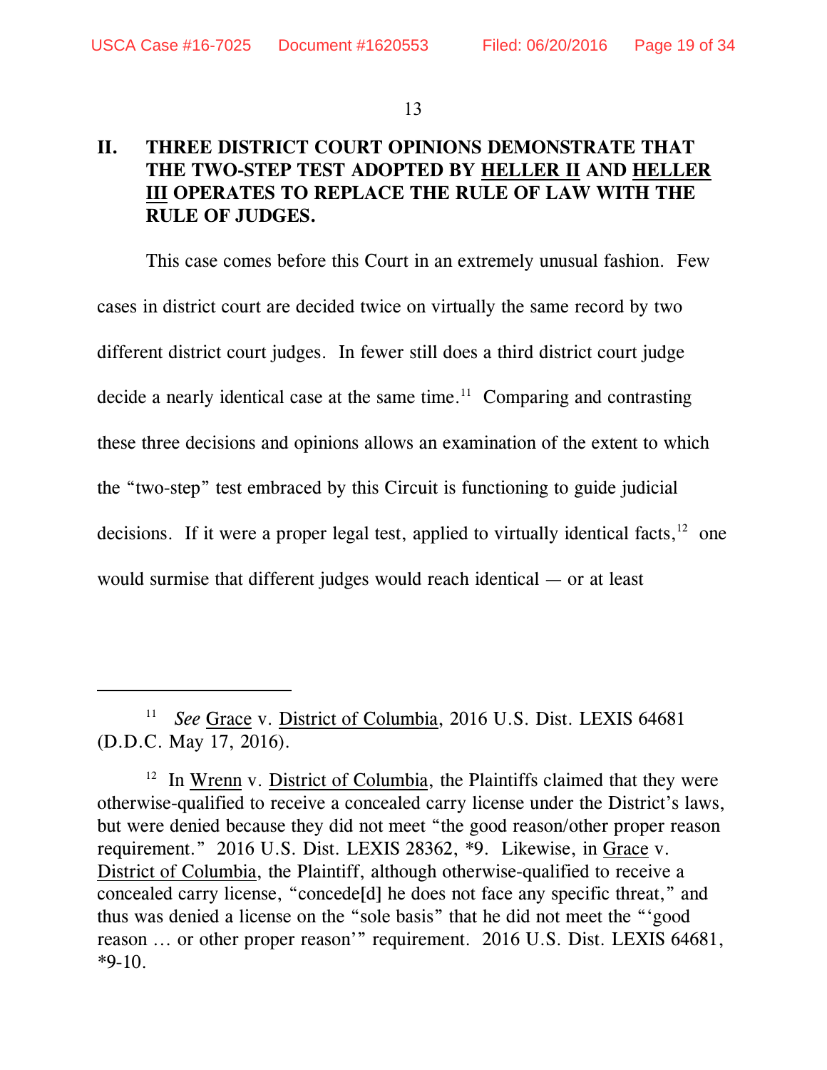## II. THREE DISTRICT COURT OPINIONS DEMONSTRATE THAT THE TWO-STEP TEST ADOPTED BY HELLER II AND HELLER III OPERATES TO REPLACE THE RULE OF LAW WITH THE RULE OF JUDGES.

This case comes before this Court in an extremely unusual fashion. Few cases in district court are decided twice on virtually the same record by two different district court judges. In fewer still does a third district court judge decide a nearly identical case at the same time.[11] Comparing and contrasting these three decisions and opinions allows an examination of the extent to which the "two-step" test embraced by this Circuit is functioning to guide judicial decisions. If it were a proper legal test, applied to virtually identical facts,[12] one would surmise that different judges would reach identical — or at least

---

[11] *See* Grace v. District of Columbia, 2016 U.S. Dist. LEXIS 64681 (D.D.C. May 17, 2016).

[12] In Wrenn v. District of Columbia, the Plaintiffs claimed that they were otherwise-qualified to receive a concealed carry license under the District's laws, but were denied because they did not meet "the good reason/other proper reason requirement." 2016 U.S. Dist. LEXIS 28362, *9. Likewise, in Grace v. District of Columbia, the Plaintiff, although otherwise-qualified to receive a concealed carry license, "concede[d] he does not face any specific threat," and thus was denied a license on the "sole basis" that he did not meet the "'good reason … or other proper reason'" requirement. 2016 U.S. Dist. LEXIS 64681, *9-10.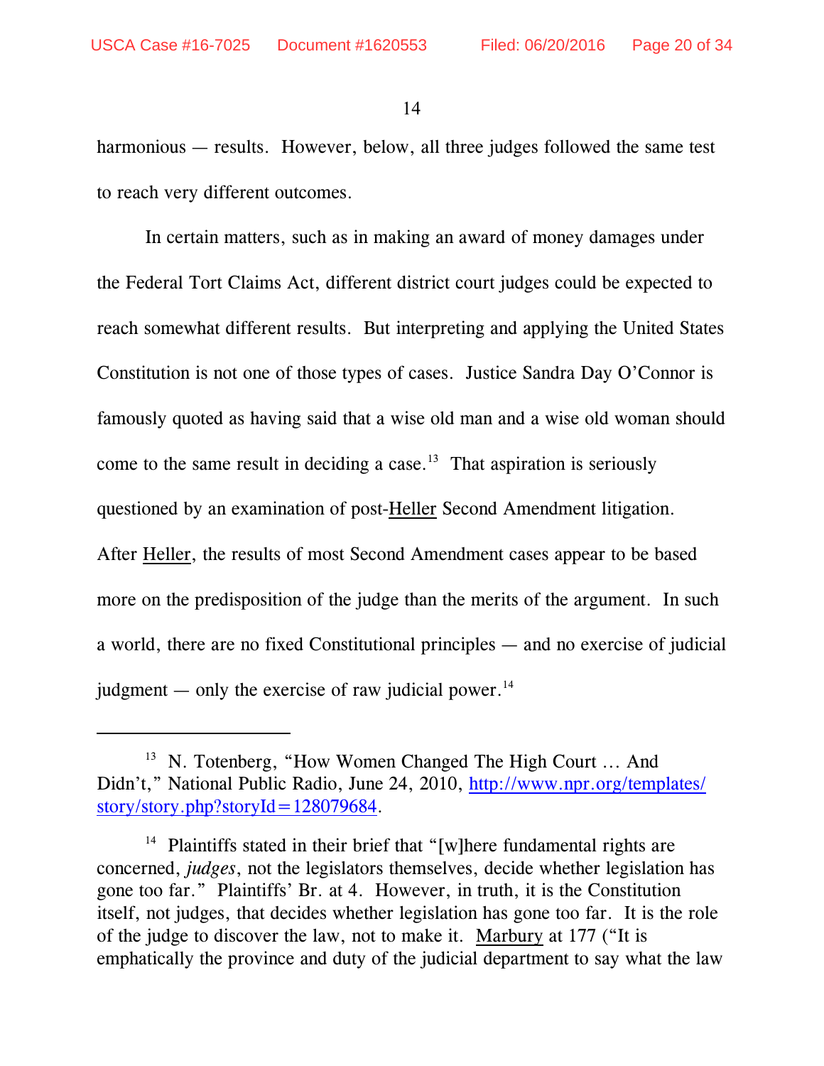harmonious — results. However, below, all three judges followed the same test to reach very different outcomes.

In certain matters, such as in making an award of money damages under the Federal Tort Claims Act, different district court judges could be expected to reach somewhat different results. But interpreting and applying the United States Constitution is not one of those types of cases. Justice Sandra Day O'Connor is famously quoted as having said that a wise old man and a wise old woman should come to the same result in deciding a case.[13] That aspiration is seriously questioned by an examination of post-Heller Second Amendment litigation. After Heller, the results of most Second Amendment cases appear to be based more on the predisposition of the judge than the merits of the argument. In such a world, there are no fixed Constitutional principles — and no exercise of judicial judgment — only the exercise of raw judicial power.[14]

---

[13] N. Totenberg, "How Women Changed The High Court … And Didn't," National Public Radio, June 24, 2010, http://www.npr.org/templates/story/story.php?storyId=128079684.

[14] Plaintiffs stated in their brief that "[w]here fundamental rights are concerned, *judges*, not the legislators themselves, decide whether legislation has gone too far." Plaintiffs' Br. at 4. However, in truth, it is the Constitution itself, not judges, that decides whether legislation has gone too far. It is the role of the judge to discover the law, not to make it. Marbury at 177 ("It is emphatically the province and duty of the judicial department to say what the law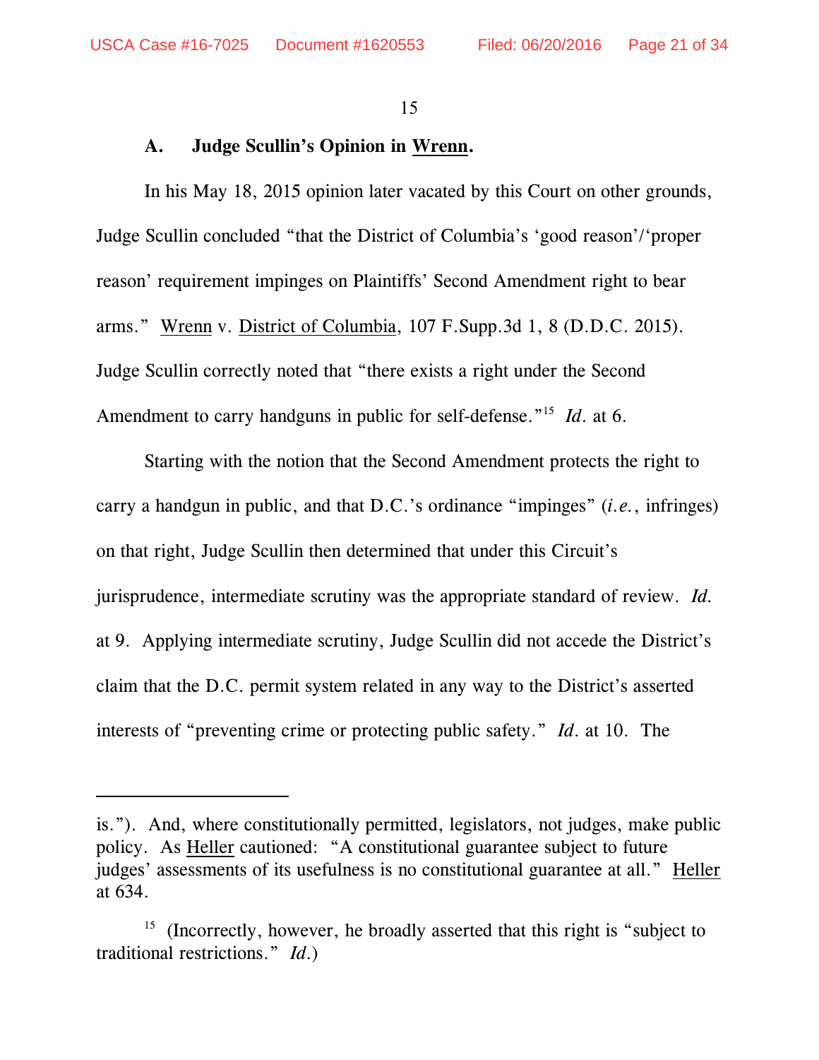### A. Judge Scullin's Opinion in Wrenn.

In his May 18, 2015 opinion later vacated by this Court on other grounds, Judge Scullin concluded "that the District of Columbia's 'good reason'/'proper reason' requirement impinges on Plaintiffs' Second Amendment right to bear arms." Wrenn v. District of Columbia, 107 F.Supp.3d 1, 8 (D.D.C. 2015). Judge Scullin correctly noted that "there exists a right under the Second Amendment to carry handguns in public for self-defense."[15] *Id.* at 6.

Starting with the notion that the Second Amendment protects the right to carry a handgun in public, and that D.C.'s ordinance "impinges" (*i.e.*, infringes) on that right, Judge Scullin then determined that under this Circuit's jurisprudence, intermediate scrutiny was the appropriate standard of review. *Id.* at 9. Applying intermediate scrutiny, Judge Scullin did not accede the District's claim that the D.C. permit system related in any way to the District's asserted interests of "preventing crime or protecting public safety." *Id.* at 10. The

---

is."). And, where constitutionally permitted, legislators, not judges, make public policy. As Heller cautioned: "A constitutional guarantee subject to future judges' assessments of its usefulness is no constitutional guarantee at all." Heller at 634.

[15] (Incorrectly, however, he broadly asserted that this right is "subject to traditional restrictions." *Id.*)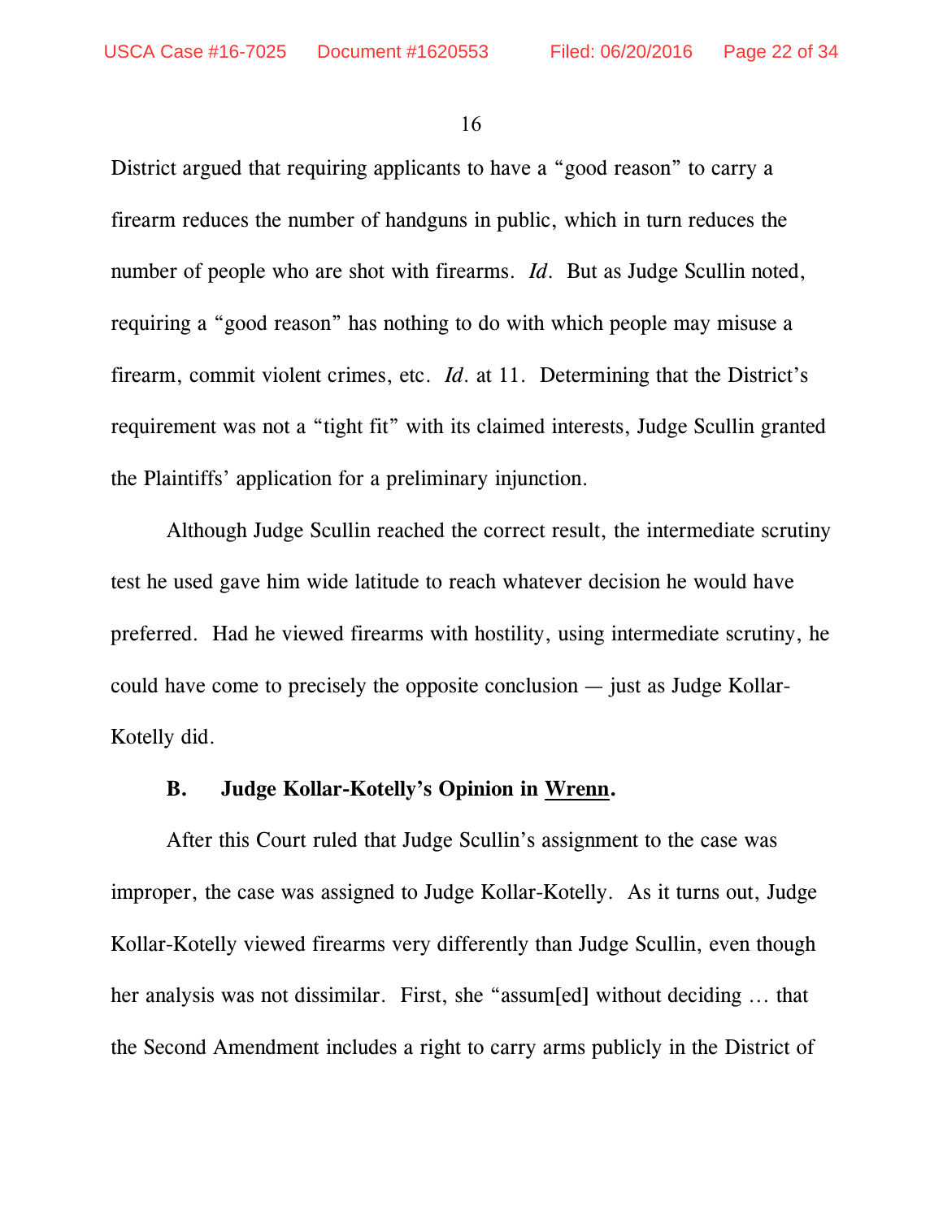District argued that requiring applicants to have a "good reason" to carry a firearm reduces the number of handguns in public, which in turn reduces the number of people who are shot with firearms. *Id.* But as Judge Scullin noted, requiring a "good reason" has nothing to do with which people may misuse a firearm, commit violent crimes, etc. *Id.* at 11. Determining that the District's requirement was not a "tight fit" with its claimed interests, Judge Scullin granted the Plaintiffs' application for a preliminary injunction.

Although Judge Scullin reached the correct result, the intermediate scrutiny test he used gave him wide latitude to reach whatever decision he would have preferred. Had he viewed firearms with hostility, using intermediate scrutiny, he could have come to precisely the opposite conclusion — just as Judge Kollar-Kotelly did.

### B. Judge Kollar-Kotelly's Opinion in <u>Wrenn</u>.

After this Court ruled that Judge Scullin's assignment to the case was improper, the case was assigned to Judge Kollar-Kotelly. As it turns out, Judge Kollar-Kotelly viewed firearms very differently than Judge Scullin, even though her analysis was not dissimilar. First, she "assum[ed] without deciding … that the Second Amendment includes a right to carry arms publicly in the District of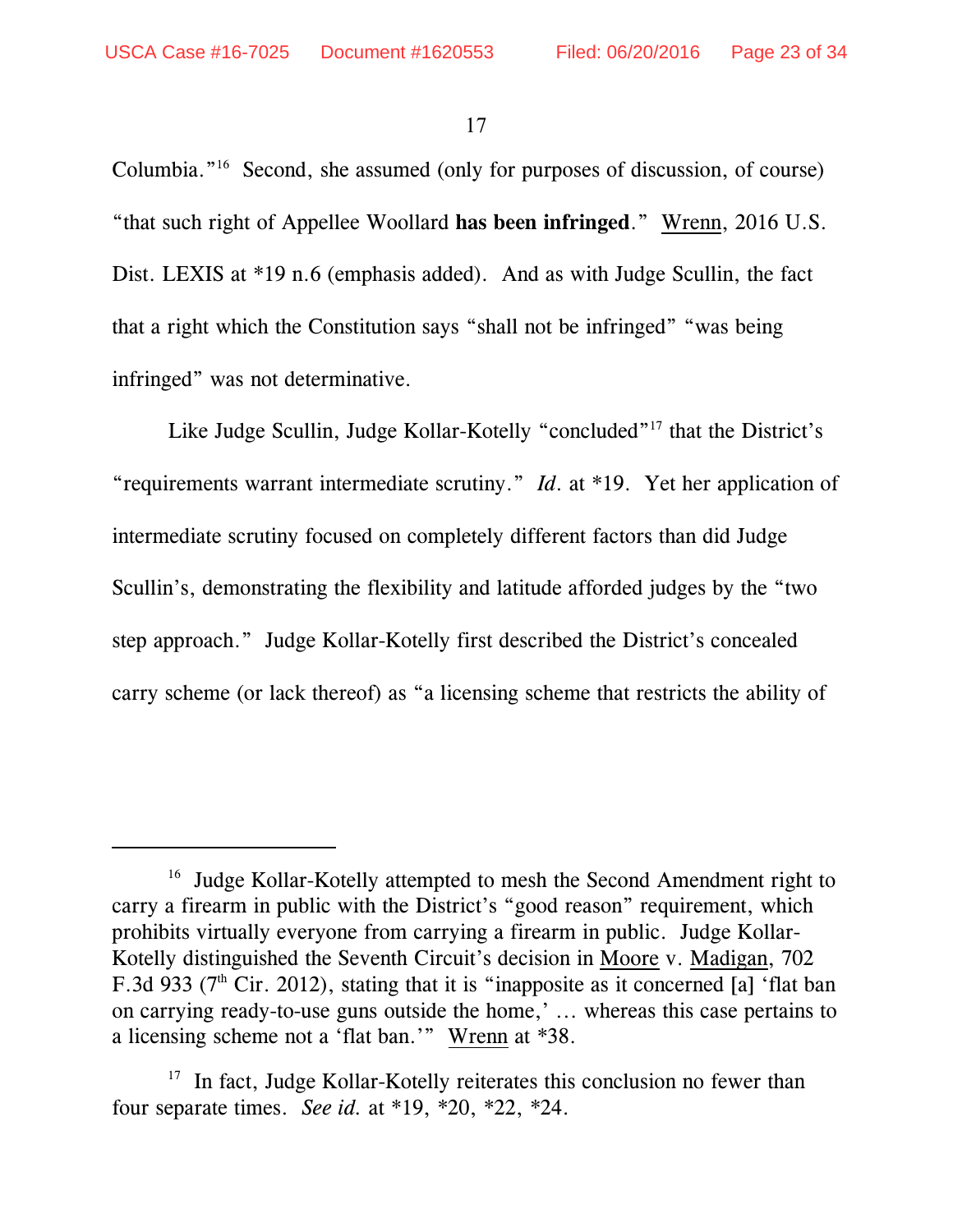Columbia."[16] Second, she assumed (only for purposes of discussion, of course) "that such right of Appellee Woollard **has been infringed**." Wrenn, 2016 U.S. Dist. LEXIS at *19 n.6 (emphasis added). And as with Judge Scullin, the fact that a right which the Constitution says "shall not be infringed" "was being infringed" was not determinative.

Like Judge Scullin, Judge Kollar-Kotelly "concluded"[17] that the District's "requirements warrant intermediate scrutiny." *Id.* at *19. Yet her application of intermediate scrutiny focused on completely different factors than did Judge Scullin's, demonstrating the flexibility and latitude afforded judges by the "two step approach." Judge Kollar-Kotelly first described the District's concealed carry scheme (or lack thereof) as "a licensing scheme that restricts the ability of

---

[16] Judge Kollar-Kotelly attempted to mesh the Second Amendment right to carry a firearm in public with the District's "good reason" requirement, which prohibits virtually everyone from carrying a firearm in public. Judge Kollar-Kotelly distinguished the Seventh Circuit's decision in Moore v. Madigan, 702 F.3d 933 (7th Cir. 2012), stating that it is "inapposite as it concerned [a] 'flat ban on carrying ready-to-use guns outside the home,' … whereas this case pertains to a licensing scheme not a 'flat ban.'" Wrenn at *38.

[17] In fact, Judge Kollar-Kotelly reiterates this conclusion no fewer than four separate times. *See id.* at *19, *20, *22, *24.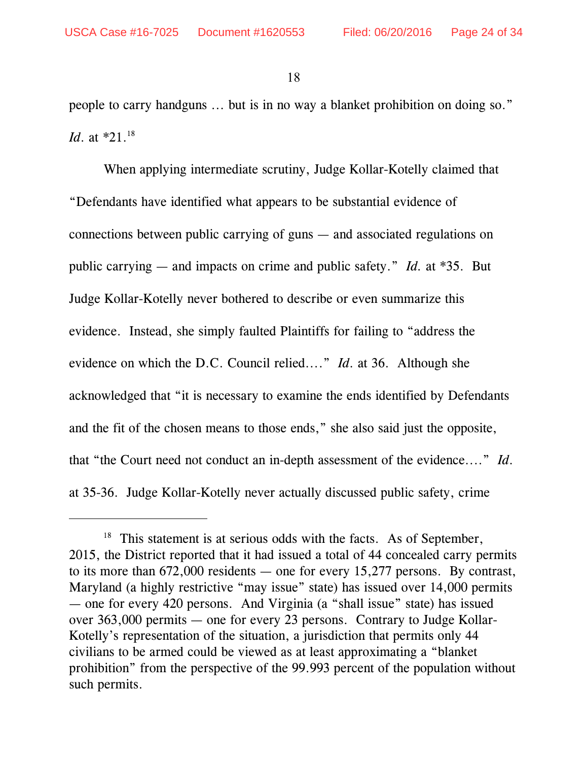people to carry handguns … but is in no way a blanket prohibition on doing so." *Id*. at *21.[18]

When applying intermediate scrutiny, Judge Kollar-Kotelly claimed that "Defendants have identified what appears to be substantial evidence of connections between public carrying of guns — and associated regulations on public carrying — and impacts on crime and public safety." *Id.* at *35. But Judge Kollar-Kotelly never bothered to describe or even summarize this evidence. Instead, she simply faulted Plaintiffs for failing to "address the evidence on which the D.C. Council relied…." *Id*. at 36. Although she acknowledged that "it is necessary to examine the ends identified by Defendants and the fit of the chosen means to those ends," she also said just the opposite, that "the Court need not conduct an in-depth assessment of the evidence…." *Id*. at 35-36. Judge Kollar-Kotelly never actually discussed public safety, crime

---

[18] This statement is at serious odds with the facts. As of September, 2015, the District reported that it had issued a total of 44 concealed carry permits to its more than 672,000 residents — one for every 15,277 persons. By contrast, Maryland (a highly restrictive "may issue" state) has issued over 14,000 permits — one for every 420 persons. And Virginia (a "shall issue" state) has issued over 363,000 permits — one for every 23 persons. Contrary to Judge Kollar-Kotelly's representation of the situation, a jurisdiction that permits only 44 civilians to be armed could be viewed as at least approximating a "blanket prohibition" from the perspective of the 99.993 percent of the population without such permits.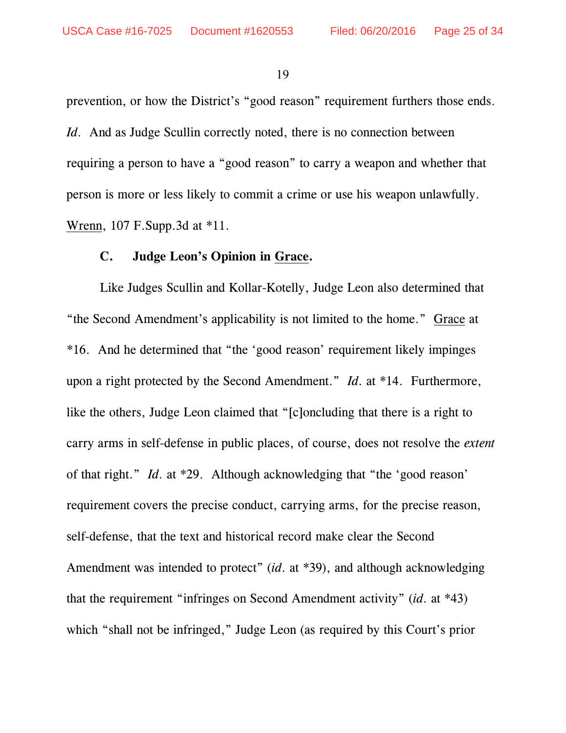prevention, or how the District's "good reason" requirement furthers those ends. *Id*. And as Judge Scullin correctly noted, there is no connection between requiring a person to have a "good reason" to carry a weapon and whether that person is more or less likely to commit a crime or use his weapon unlawfully. Wrenn, 107 F.Supp.3d at *11.

### C. Judge Leon's Opinion in Grace.

Like Judges Scullin and Kollar-Kotelly, Judge Leon also determined that "the Second Amendment's applicability is not limited to the home." Grace at *16. And he determined that "the 'good reason' requirement likely impinges upon a right protected by the Second Amendment." *Id*. at *14. Furthermore, like the others, Judge Leon claimed that "[c]oncluding that there is a right to carry arms in self-defense in public places, of course, does not resolve the *extent* of that right." *Id*. at *29. Although acknowledging that "the 'good reason' requirement covers the precise conduct, carrying arms, for the precise reason, self-defense, that the text and historical record make clear the Second Amendment was intended to protect" (*id*. at *39), and although acknowledging that the requirement "infringes on Second Amendment activity" (*id*. at *43) which "shall not be infringed," Judge Leon (as required by this Court's prior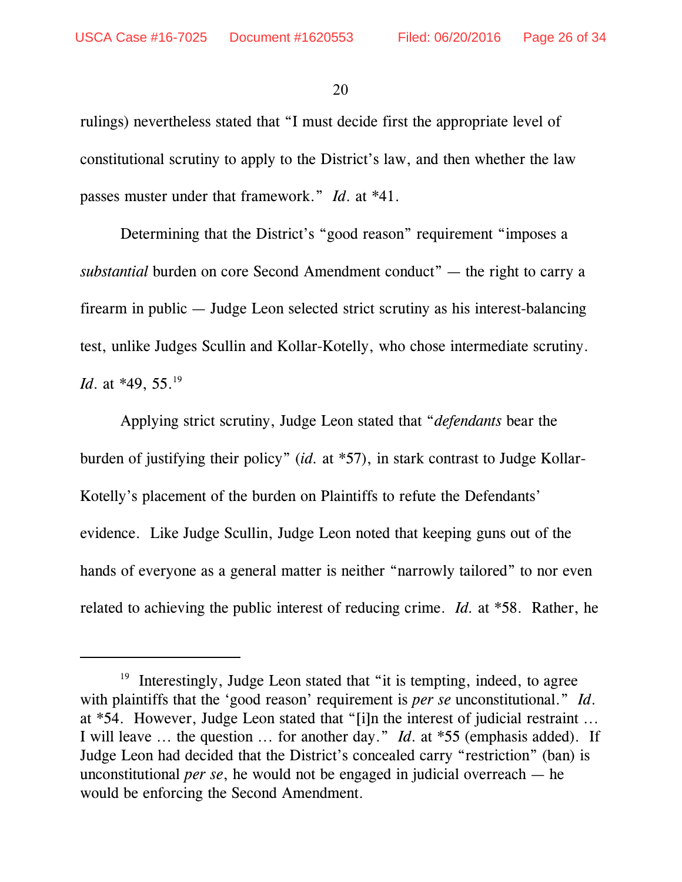rulings) nevertheless stated that "I must decide first the appropriate level of constitutional scrutiny to apply to the District's law, and then whether the law passes muster under that framework." *Id*. at *41.

Determining that the District's "good reason" requirement "imposes a *substantial* burden on core Second Amendment conduct" — the right to carry a firearm in public — Judge Leon selected strict scrutiny as his interest-balancing test, unlike Judges Scullin and Kollar-Kotelly, who chose intermediate scrutiny. *Id*. at *49, 55.[19]

Applying strict scrutiny, Judge Leon stated that "*defendants* bear the burden of justifying their policy" (*id*. at *57), in stark contrast to Judge Kollar-Kotelly's placement of the burden on Plaintiffs to refute the Defendants' evidence. Like Judge Scullin, Judge Leon noted that keeping guns out of the hands of everyone as a general matter is neither "narrowly tailored" to nor even related to achieving the public interest of reducing crime. *Id*. at *58. Rather, he

---

[19] Interestingly, Judge Leon stated that "it is tempting, indeed, to agree with plaintiffs that the 'good reason' requirement is *per se* unconstitutional." *Id*. at *54. However, Judge Leon stated that "[i]n the interest of judicial restraint … I will leave … the question … for another day." *Id*. at *55 (emphasis added). If Judge Leon had decided that the District's concealed carry "restriction" (ban) is unconstitutional *per se*, he would not be engaged in judicial overreach — he would be enforcing the Second Amendment.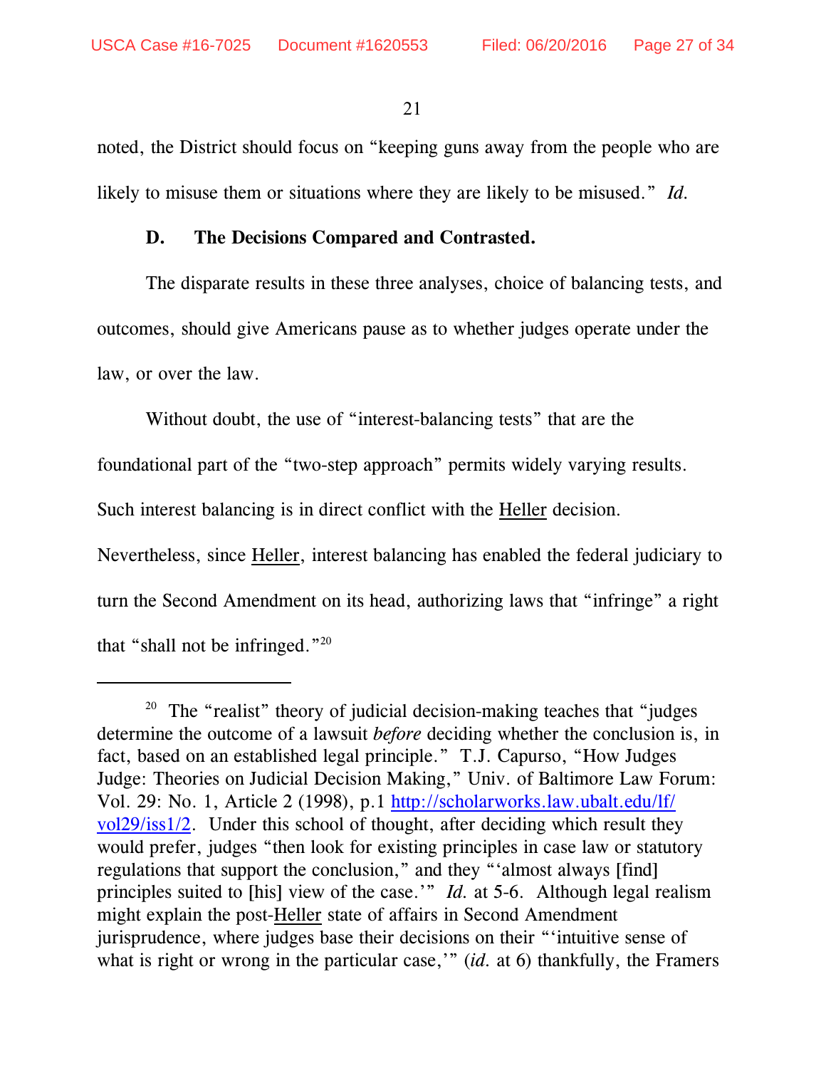noted, the District should focus on "keeping guns away from the people who are likely to misuse them or situations where they are likely to be misused." *Id.*

### D. The Decisions Compared and Contrasted.

The disparate results in these three analyses, choice of balancing tests, and outcomes, should give Americans pause as to whether judges operate under the law, or over the law.

Without doubt, the use of "interest-balancing tests" that are the foundational part of the "two-step approach" permits widely varying results. Such interest balancing is in direct conflict with the Heller decision. Nevertheless, since Heller, interest balancing has enabled the federal judiciary to turn the Second Amendment on its head, authorizing laws that "infringe" a right that "shall not be infringed."[20]

---

[20] The "realist" theory of judicial decision-making teaches that "judges determine the outcome of a lawsuit *before* deciding whether the conclusion is, in fact, based on an established legal principle." T.J. Capurso, "How Judges Judge: Theories on Judicial Decision Making," Univ. of Baltimore Law Forum: Vol. 29: No. 1, Article 2 (1998), p.1 [http://scholarworks.law.ubalt.edu/lf/vol29/iss1/2](http://scholarworks.law.ubalt.edu/lf/vol29/iss1/2). Under this school of thought, after deciding which result they would prefer, judges "then look for existing principles in case law or statutory regulations that support the conclusion," and they "'almost always [find] principles suited to [his] view of the case.'" *Id.* at 5-6. Although legal realism might explain the post-Heller state of affairs in Second Amendment jurisprudence, where judges base their decisions on their "'intuitive sense of what is right or wrong in the particular case,'" (*id.* at 6) thankfully, the Framers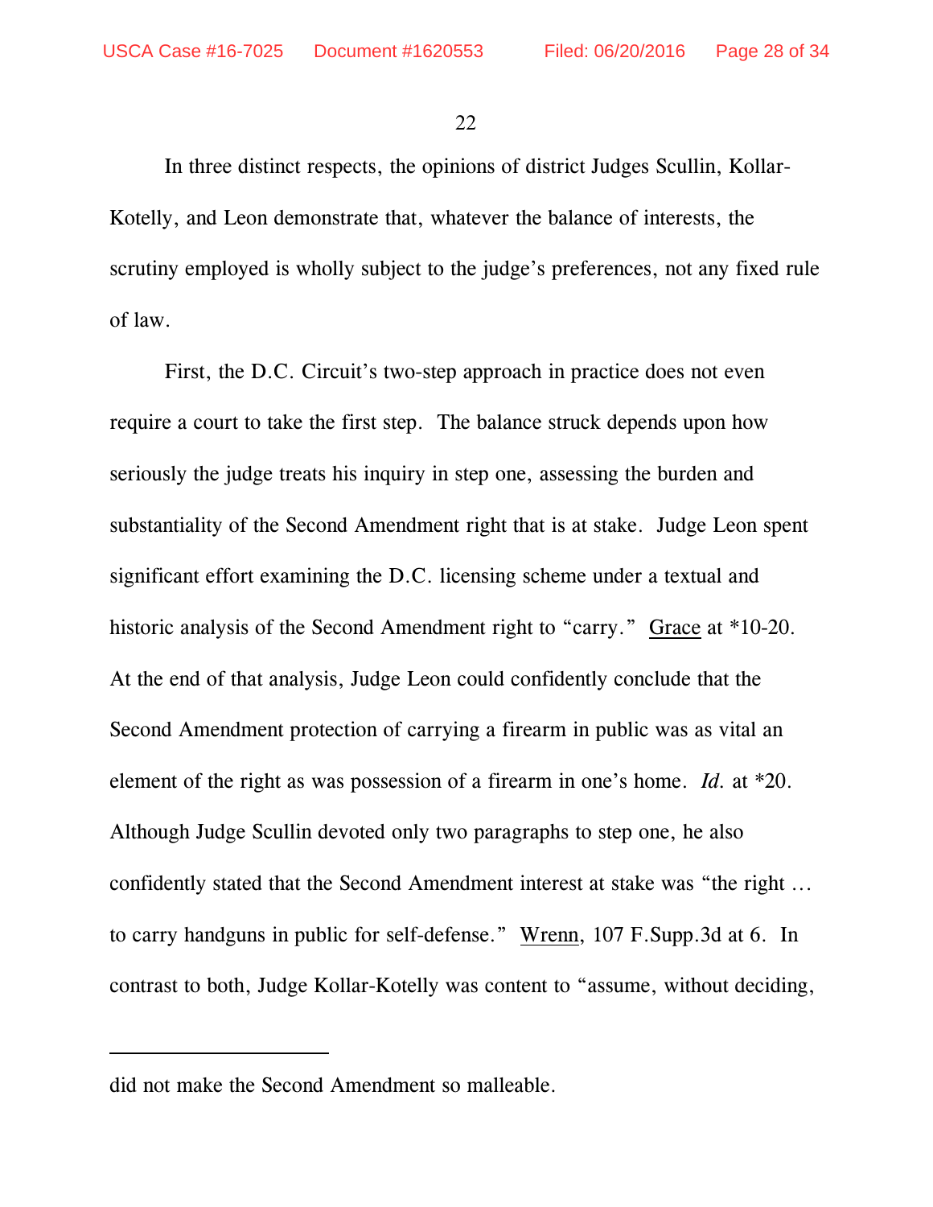In three distinct respects, the opinions of district Judges Scullin, Kollar-Kotelly, and Leon demonstrate that, whatever the balance of interests, the scrutiny employed is wholly subject to the judge's preferences, not any fixed rule of law.

First, the D.C. Circuit's two-step approach in practice does not even require a court to take the first step. The balance struck depends upon how seriously the judge treats his inquiry in step one, assessing the burden and substantiality of the Second Amendment right that is at stake. Judge Leon spent significant effort examining the D.C. licensing scheme under a textual and historic analysis of the Second Amendment right to "carry." <u>Grace</u> at *10-20. At the end of that analysis, Judge Leon could confidently conclude that the Second Amendment protection of carrying a firearm in public was as vital an element of the right as was possession of a firearm in one's home. *Id.* at *20. Although Judge Scullin devoted only two paragraphs to step one, he also confidently stated that the Second Amendment interest at stake was "the right … to carry handguns in public for self-defense." <u>Wrenn</u>, 107 F.Supp.3d at 6. In contrast to both, Judge Kollar-Kotelly was content to "assume, without deciding,

---

did not make the Second Amendment so malleable.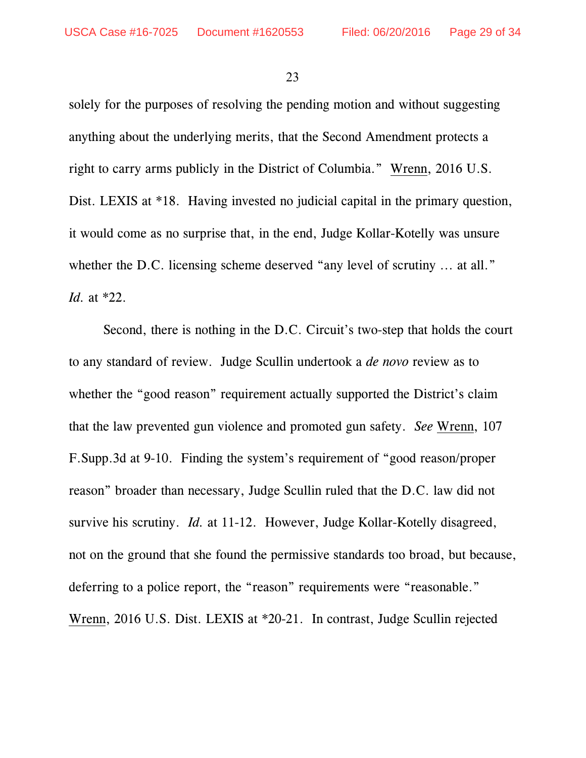solely for the purposes of resolving the pending motion and without suggesting anything about the underlying merits, that the Second Amendment protects a right to carry arms publicly in the District of Columbia." Wrenn, 2016 U.S. Dist. LEXIS at *18. Having invested no judicial capital in the primary question, it would come as no surprise that, in the end, Judge Kollar-Kotelly was unsure whether the D.C. licensing scheme deserved "any level of scrutiny … at all." *Id.* at *22.

Second, there is nothing in the D.C. Circuit's two-step that holds the court to any standard of review. Judge Scullin undertook a *de novo* review as to whether the "good reason" requirement actually supported the District's claim that the law prevented gun violence and promoted gun safety. *See* Wrenn, 107 F.Supp.3d at 9-10. Finding the system's requirement of "good reason/proper reason" broader than necessary, Judge Scullin ruled that the D.C. law did not survive his scrutiny. *Id.* at 11-12. However, Judge Kollar-Kotelly disagreed, not on the ground that she found the permissive standards too broad, but because, deferring to a police report, the "reason" requirements were "reasonable." Wrenn, 2016 U.S. Dist. LEXIS at *20-21. In contrast, Judge Scullin rejected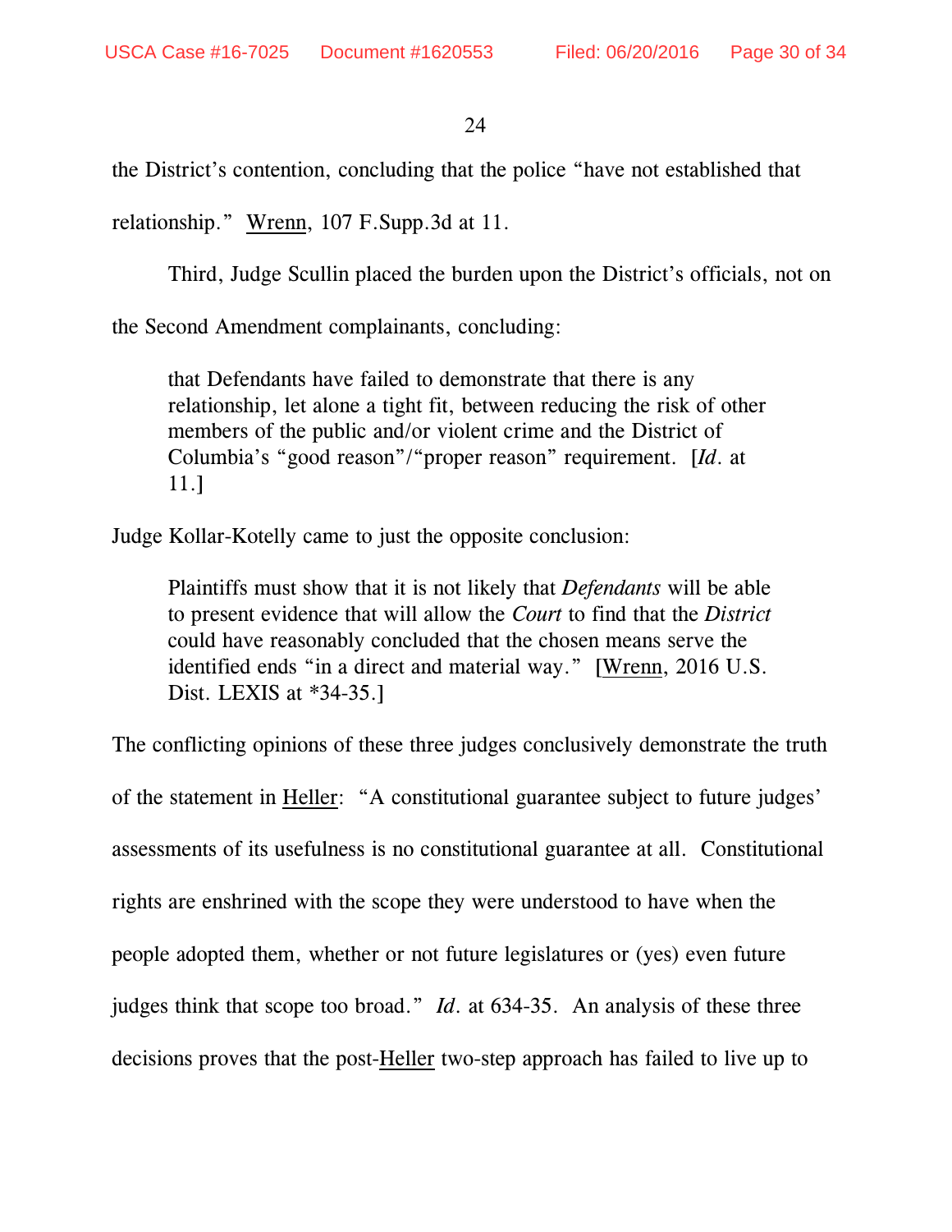the District's contention, concluding that the police "have not established that relationship." Wrenn, 107 F.Supp.3d at 11.

Third, Judge Scullin placed the burden upon the District's officials, not on the Second Amendment complainants, concluding:

> that Defendants have failed to demonstrate that there is any relationship, let alone a tight fit, between reducing the risk of other members of the public and/or violent crime and the District of Columbia's "good reason"/"proper reason" requirement. [*Id.* at 11.]

Judge Kollar-Kotelly came to just the opposite conclusion:

> Plaintiffs must show that it is not likely that *Defendants* will be able to present evidence that will allow the *Court* to find that the *District* could have reasonably concluded that the chosen means serve the identified ends "in a direct and material way." [Wrenn, 2016 U.S. Dist. LEXIS at *34-35.]

The conflicting opinions of these three judges conclusively demonstrate the truth of the statement in Heller: "A constitutional guarantee subject to future judges' assessments of its usefulness is no constitutional guarantee at all. Constitutional rights are enshrined with the scope they were understood to have when the people adopted them, whether or not future legislatures or (yes) even future judges think that scope too broad." *Id.* at 634-35. An analysis of these three decisions proves that the post-Heller two-step approach has failed to live up to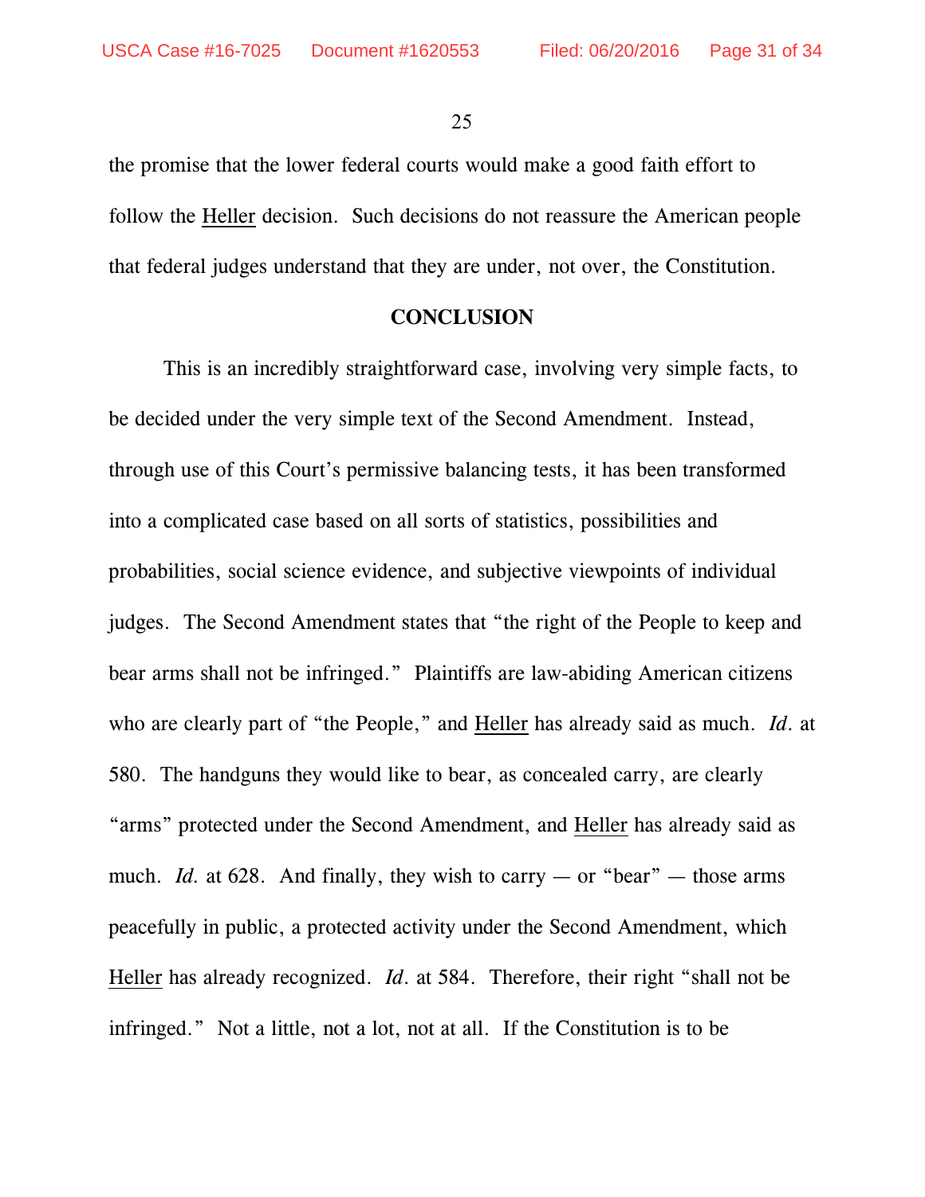the promise that the lower federal courts would make a good faith effort to follow the <u>Heller</u> decision. Such decisions do not reassure the American people that federal judges understand that they are under, not over, the Constitution.

## CONCLUSION

This is an incredibly straightforward case, involving very simple facts, to be decided under the very simple text of the Second Amendment. Instead, through use of this Court's permissive balancing tests, it has been transformed into a complicated case based on all sorts of statistics, possibilities and probabilities, social science evidence, and subjective viewpoints of individual judges. The Second Amendment states that "the right of the People to keep and bear arms shall not be infringed." Plaintiffs are law-abiding American citizens who are clearly part of "the People," and <u>Heller</u> has already said as much. *Id.* at 580. The handguns they would like to bear, as concealed carry, are clearly "arms" protected under the Second Amendment, and <u>Heller</u> has already said as much. *Id.* at 628. And finally, they wish to carry — or "bear" — those arms peacefully in public, a protected activity under the Second Amendment, which <u>Heller</u> has already recognized. *Id.* at 584. Therefore, their right "shall not be infringed." Not a little, not a lot, not at all. If the Constitution is to be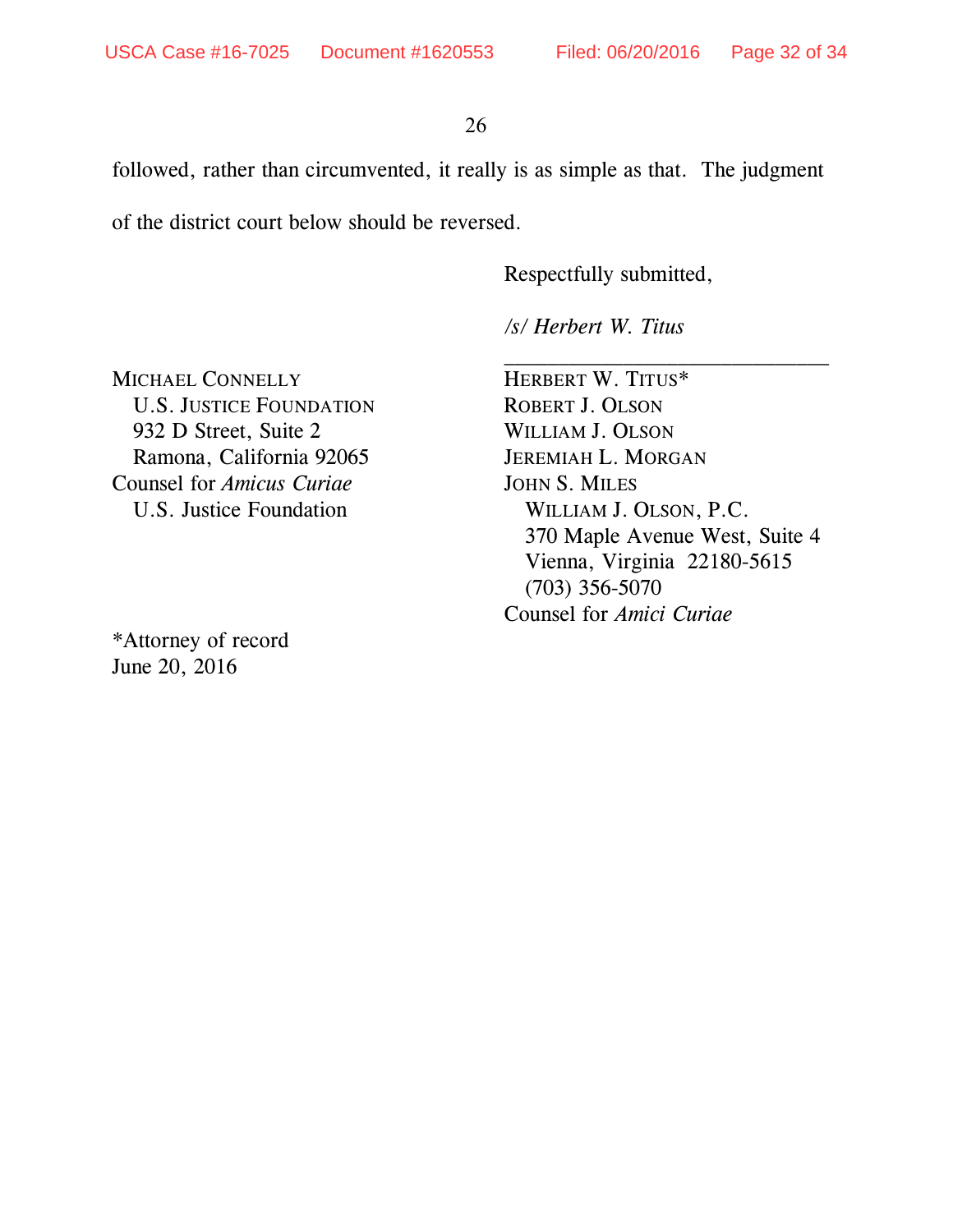followed, rather than circumvented, it really is as simple as that. The judgment of the district court below should be reversed.

Respectfully submitted,

*/s/ Herbert W. Titus*

\_\_\_\_\_\_\_\_\_\_\_\_\_\_\_\_\_\_\_\_\_\_\_\_\_\_\_\_\_\_

MICHAEL CONNELLY
U.S. JUSTICE FOUNDATION
932 D Street, Suite 2
Ramona, California 92065
Counsel for *Amicus Curiae*
U.S. Justice Foundation

HERBERT W. TITUS*
ROBERT J. OLSON
WILLIAM J. OLSON
JEREMIAH L. MORGAN
JOHN S. MILES
WILLIAM J. OLSON, P.C.
370 Maple Avenue West, Suite 4
Vienna, Virginia 22180-5615
(703) 356-5070
Counsel for *Amici Curiae*

*Attorney of record
June 20, 2016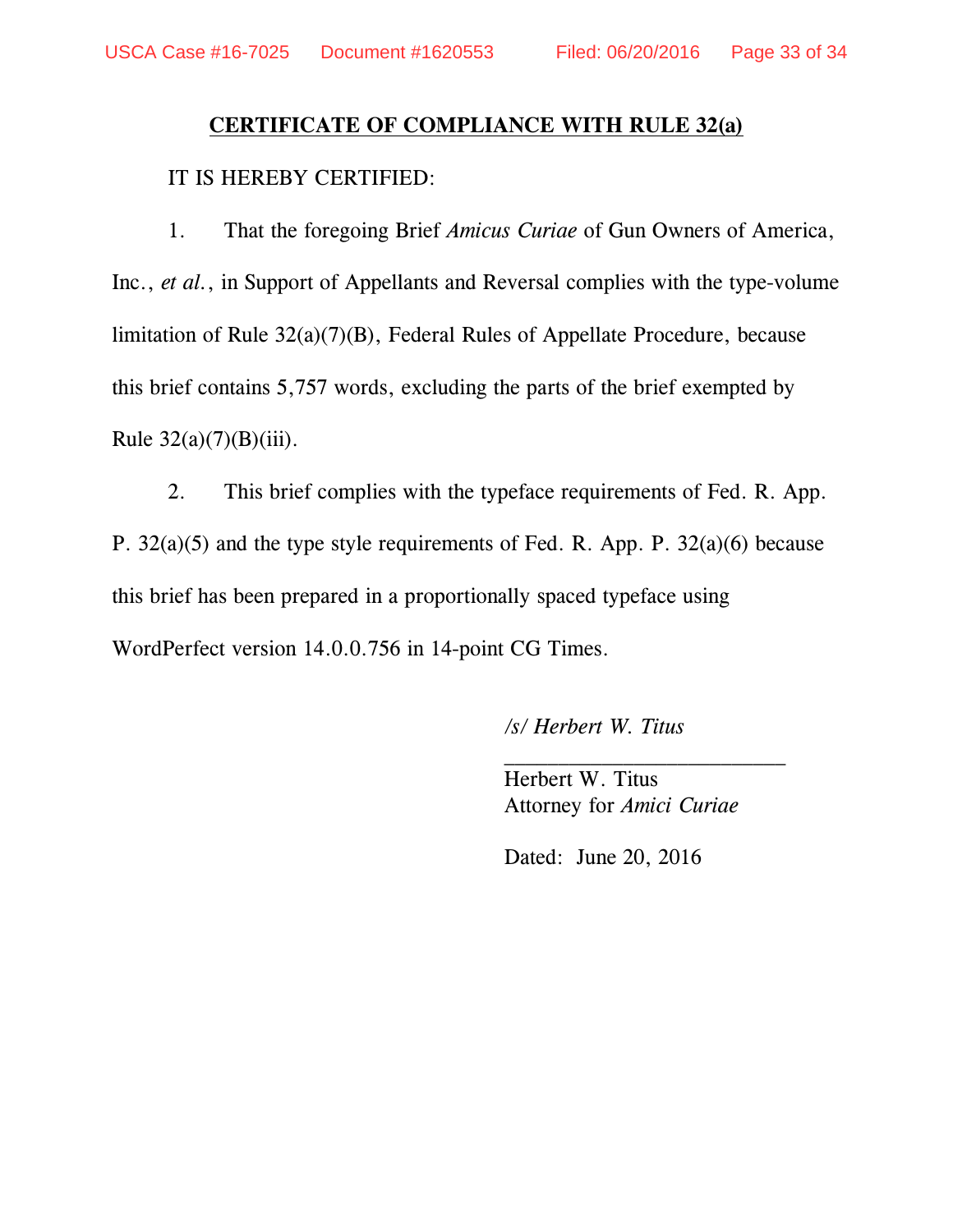## **CERTIFICATE OF COMPLIANCE WITH RULE 32(a)**

IT IS HEREBY CERTIFIED:

1. That the foregoing Brief *Amicus Curiae* of Gun Owners of America, Inc., *et al.*, in Support of Appellants and Reversal complies with the type-volume limitation of Rule 32(a)(7)(B), Federal Rules of Appellate Procedure, because this brief contains 5,757 words, excluding the parts of the brief exempted by Rule 32(a)(7)(B)(iii).

2. This brief complies with the typeface requirements of Fed. R. App. P. 32(a)(5) and the type style requirements of Fed. R. App. P. 32(a)(6) because this brief has been prepared in a proportionally spaced typeface using WordPerfect version 14.0.0.756 in 14-point CG Times.

*/s/ Herbert W. Titus*
\_\_\_\_\_\_\_\_\_\_\_\_\_\_\_\_\_\_\_\_\_\_\_\_\_\_\_
Herbert W. Titus
Attorney for *Amici Curiae*

Dated: June 20, 2016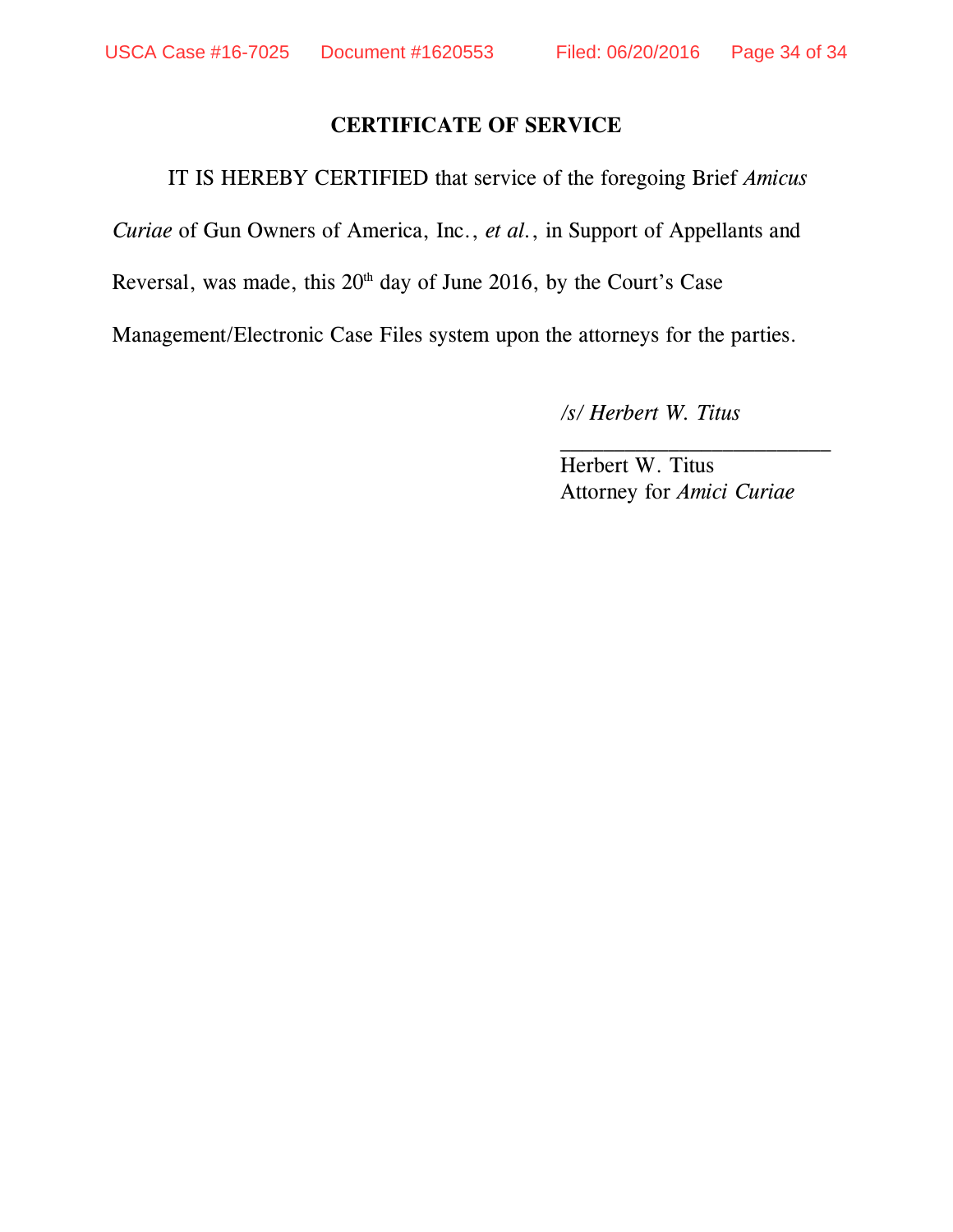## CERTIFICATE OF SERVICE

IT IS HEREBY CERTIFIED that service of the foregoing Brief *Amicus Curiae* of Gun Owners of America, Inc., *et al.*, in Support of Appellants and Reversal, was made, this 20th day of June 2016, by the Court's Case Management/Electronic Case Files system upon the attorneys for the parties.

*/s/ Herbert W. Titus*
________________________
Herbert W. Titus
Attorney for *Amici Curiae*